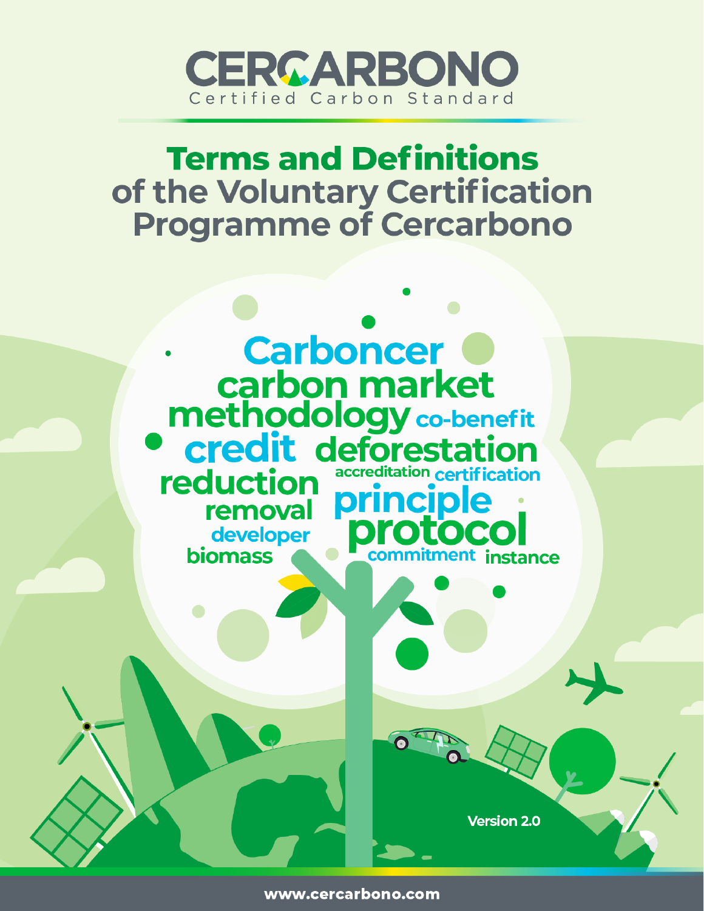# CERCARBONO

Certified Carbon Standard

# Terms and Definitions of the Voluntary Certification Programme of Cercarbono

Carboncer carbon market methodology co-benefit credit deforestation reduction accreditation certification removal principle developer protocol biomass commitment instance

Version 2.0

www.cercarbono.com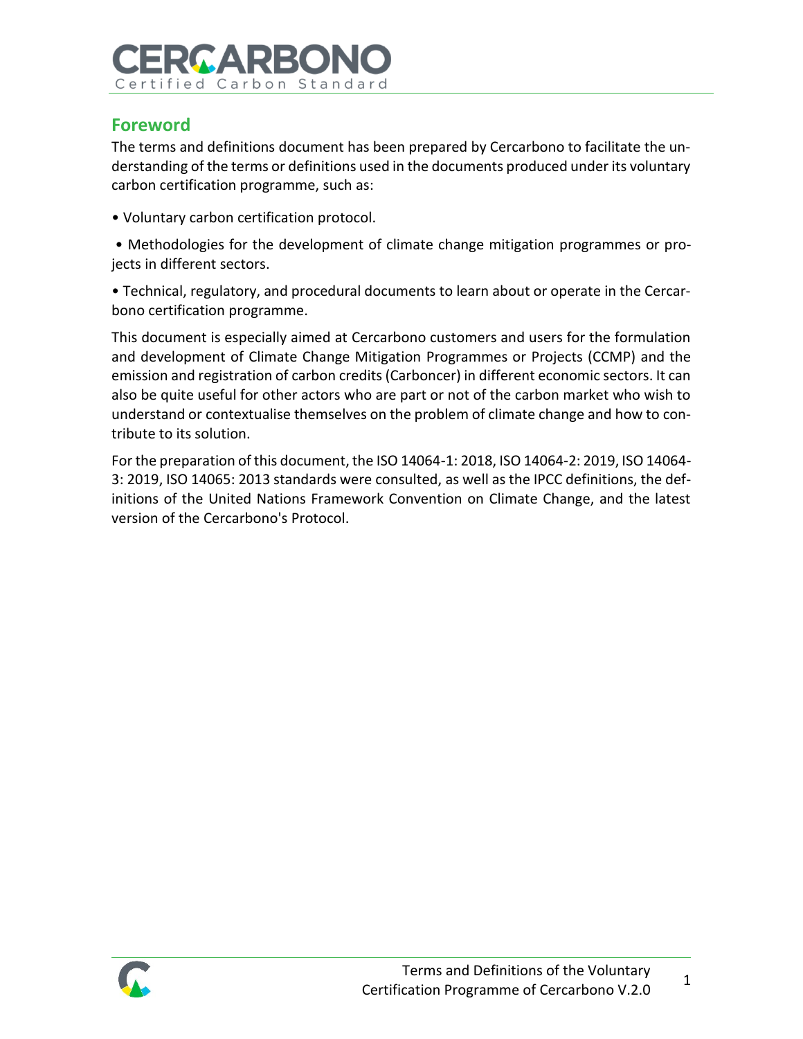## Foreword

The terms and definitions document has been prepared by Cercarbono to facilitate the understanding of the terms or definitions used in the documents produced under its voluntary carbon certification programme, such as:

- Voluntary carbon certification protocol.
- Methodologies for the development of climate change mitigation programmes or projects in different sectors.
- Technical, regulatory, and procedural documents to learn about or operate in the Cercarbono certification programme.

This document is especially aimed at Cercarbono customers and users for the formulation and development of Climate Change Mitigation Programmes or Projects (CCMP) and the emission and registration of carbon credits (Carboncer) in different economic sectors. It can also be quite useful for other actors who are part or not of the carbon market who wish to understand or contextualise themselves on the problem of climate change and how to contribute to its solution.

For the preparation of this document, the ISO 14064-1: 2018, ISO 14064-2: 2019, ISO 14064-3: 2019, ISO 14065: 2013 standards were consulted, as well as the IPCC definitions, the definitions of the United Nations Framework Convention on Climate Change, and the latest version of the Cercarbono's Protocol.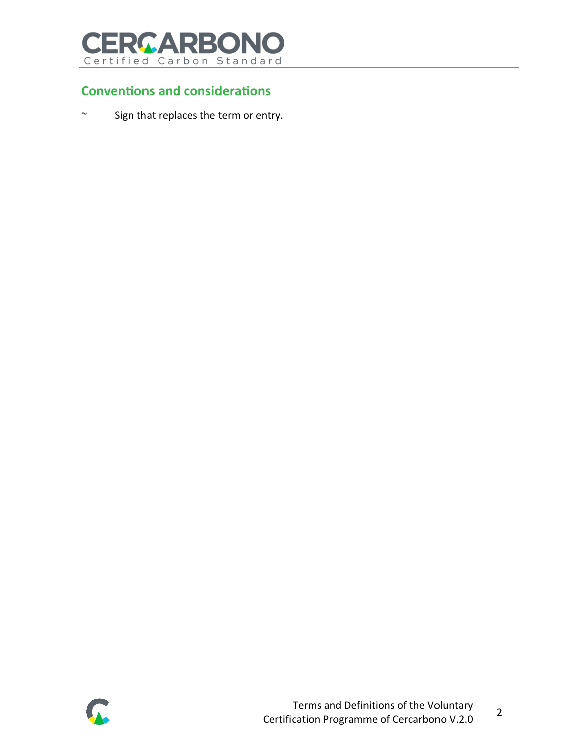## Conventions and considerations

~ Sign that replaces the term or entry.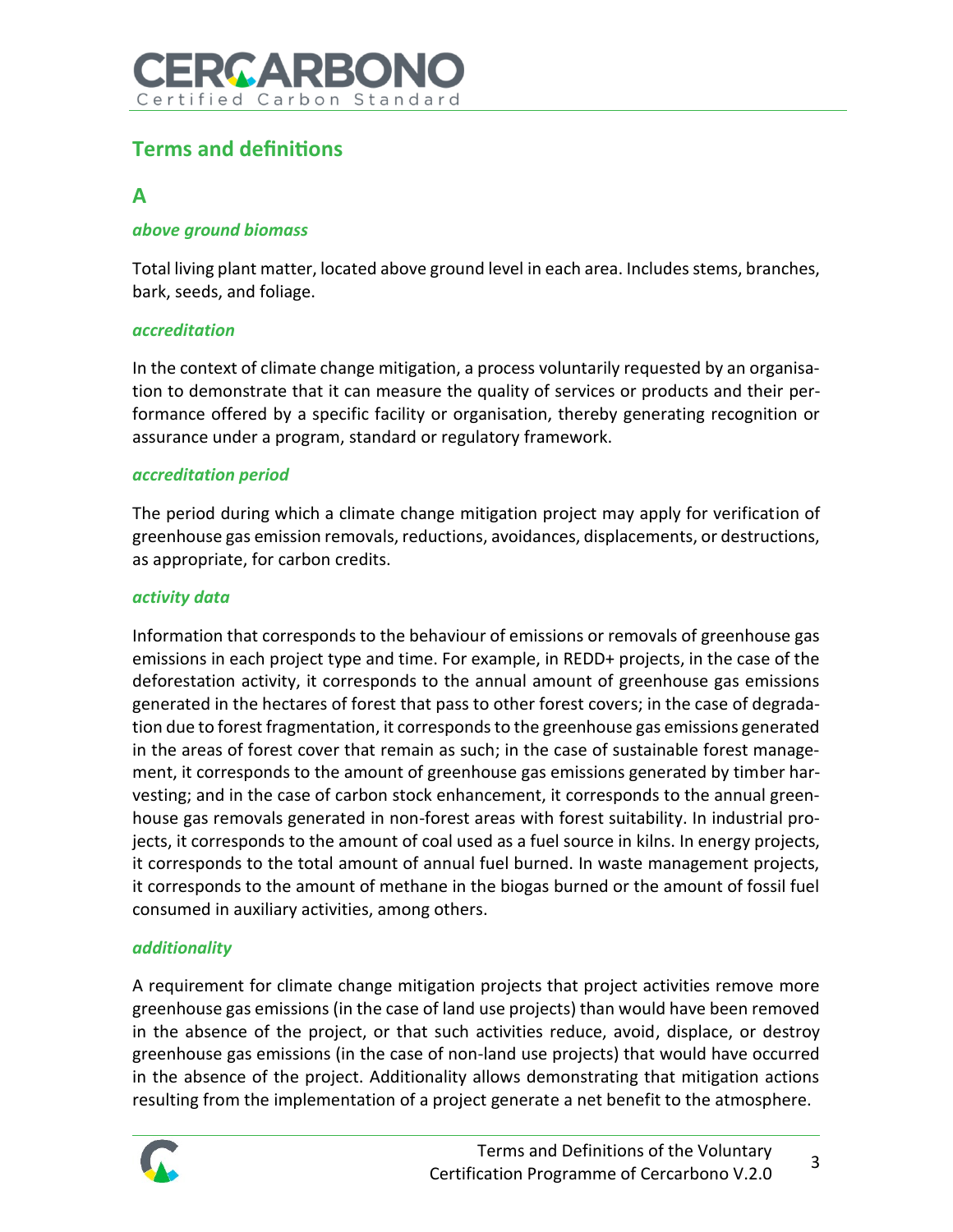## Terms and definitions

### A

***above ground biomass***

Total living plant matter, located above ground level in each area. Includes stems, branches, bark, seeds, and foliage.

***accreditation***

In the context of climate change mitigation, a process voluntarily requested by an organisation to demonstrate that it can measure the quality of services or products and their performance offered by a specific facility or organisation, thereby generating recognition or assurance under a program, standard or regulatory framework.

***accreditation period***

The period during which a climate change mitigation project may apply for verification of greenhouse gas emission removals, reductions, avoidances, displacements, or destructions, as appropriate, for carbon credits.

***activity data***

Information that corresponds to the behaviour of emissions or removals of greenhouse gas emissions in each project type and time. For example, in REDD+ projects, in the case of the deforestation activity, it corresponds to the annual amount of greenhouse gas emissions generated in the hectares of forest that pass to other forest covers; in the case of degradation due to forest fragmentation, it corresponds to the greenhouse gas emissions generated in the areas of forest cover that remain as such; in the case of sustainable forest management, it corresponds to the amount of greenhouse gas emissions generated by timber harvesting; and in the case of carbon stock enhancement, it corresponds to the annual greenhouse gas removals generated in non-forest areas with forest suitability. In industrial projects, it corresponds to the amount of coal used as a fuel source in kilns. In energy projects, it corresponds to the total amount of annual fuel burned. In waste management projects, it corresponds to the amount of methane in the biogas burned or the amount of fossil fuel consumed in auxiliary activities, among others.

***additionality***

A requirement for climate change mitigation projects that project activities remove more greenhouse gas emissions (in the case of land use projects) than would have been removed in the absence of the project, or that such activities reduce, avoid, displace, or destroy greenhouse gas emissions (in the case of non-land use projects) that would have occurred in the absence of the project. Additionality allows demonstrating that mitigation actions resulting from the implementation of a project generate a net benefit to the atmosphere.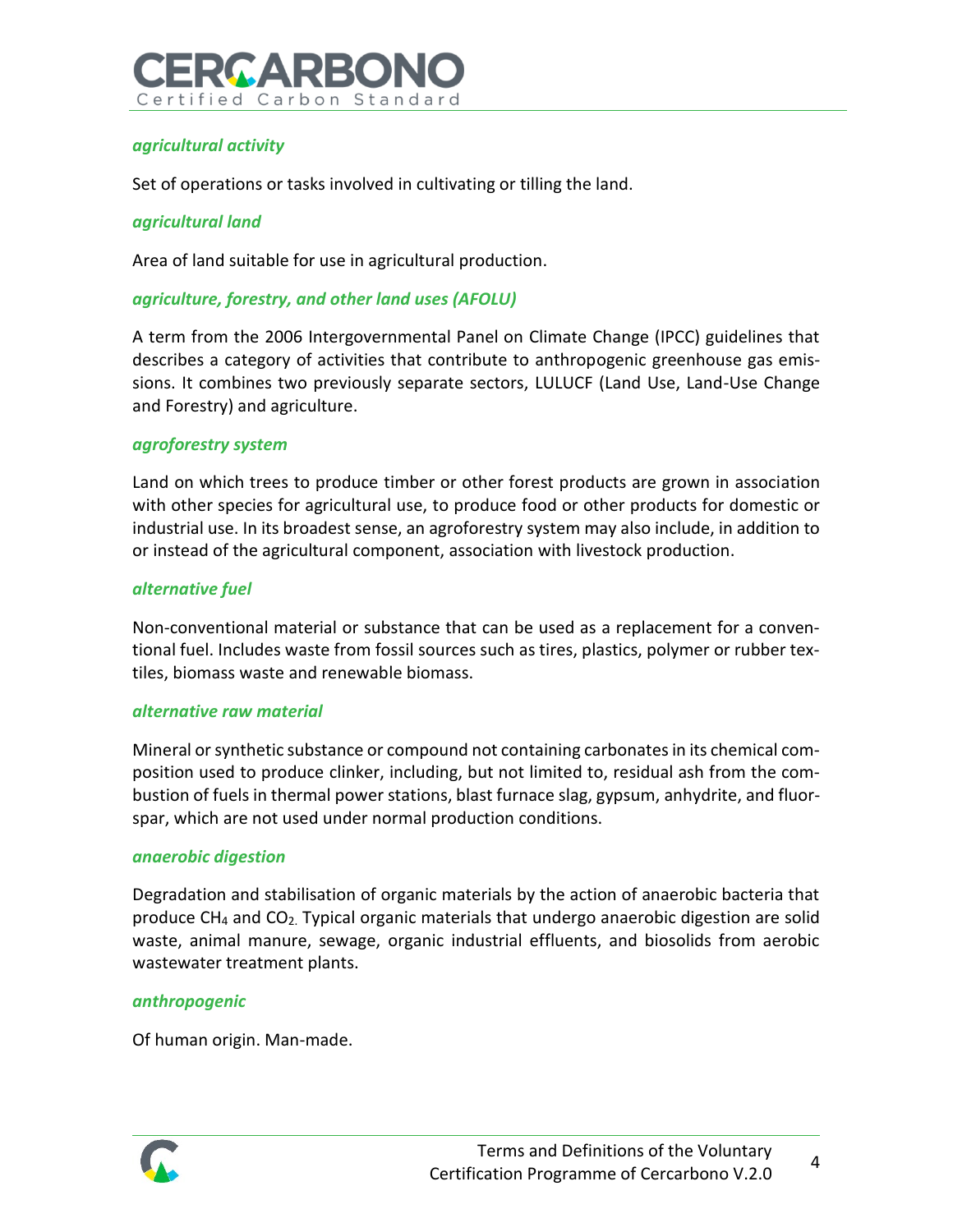***agricultural activity***

Set of operations or tasks involved in cultivating or tilling the land.

***agricultural land***

Area of land suitable for use in agricultural production.

***agriculture, forestry, and other land uses (AFOLU)***

A term from the 2006 Intergovernmental Panel on Climate Change (IPCC) guidelines that describes a category of activities that contribute to anthropogenic greenhouse gas emissions. It combines two previously separate sectors, LULUCF (Land Use, Land-Use Change and Forestry) and agriculture.

***agroforestry system***

Land on which trees to produce timber or other forest products are grown in association with other species for agricultural use, to produce food or other products for domestic or industrial use. In its broadest sense, an agroforestry system may also include, in addition to or instead of the agricultural component, association with livestock production.

***alternative fuel***

Non-conventional material or substance that can be used as a replacement for a conventional fuel. Includes waste from fossil sources such as tires, plastics, polymer or rubber textiles, biomass waste and renewable biomass.

***alternative raw material***

Mineral or synthetic substance or compound not containing carbonates in its chemical composition used to produce clinker, including, but not limited to, residual ash from the combustion of fuels in thermal power stations, blast furnace slag, gypsum, anhydrite, and fluorspar, which are not used under normal production conditions.

***anaerobic digestion***

Degradation and stabilisation of organic materials by the action of anaerobic bacteria that produce $CH_4$ and $CO_2$. Typical organic materials that undergo anaerobic digestion are solid waste, animal manure, sewage, organic industrial effluents, and biosolids from aerobic wastewater treatment plants.

***anthropogenic***

Of human origin. Man-made.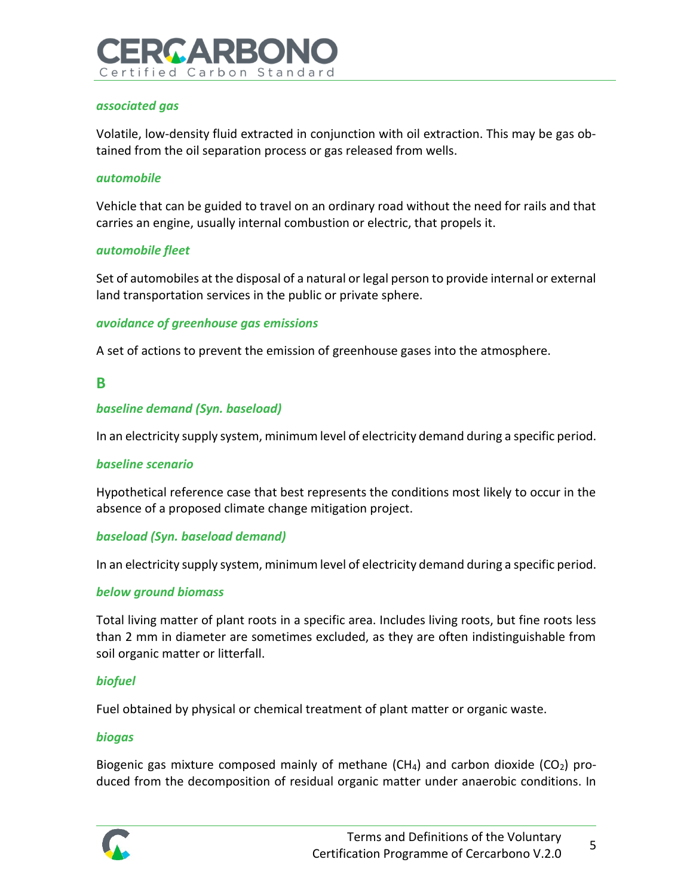***associated gas***

Volatile, low-density fluid extracted in conjunction with oil extraction. This may be gas obtained from the oil separation process or gas released from wells.

***automobile***

Vehicle that can be guided to travel on an ordinary road without the need for rails and that carries an engine, usually internal combustion or electric, that propels it.

***automobile fleet***

Set of automobiles at the disposal of a natural or legal person to provide internal or external land transportation services in the public or private sphere.

***avoidance of greenhouse gas emissions***

A set of actions to prevent the emission of greenhouse gases into the atmosphere.

## B

***baseline demand (Syn. baseload)***

In an electricity supply system, minimum level of electricity demand during a specific period.

***baseline scenario***

Hypothetical reference case that best represents the conditions most likely to occur in the absence of a proposed climate change mitigation project.

***baseload (Syn. baseload demand)***

In an electricity supply system, minimum level of electricity demand during a specific period.

***below ground biomass***

Total living matter of plant roots in a specific area. Includes living roots, but fine roots less than 2 mm in diameter are sometimes excluded, as they are often indistinguishable from soil organic matter or litterfall.

***biofuel***

Fuel obtained by physical or chemical treatment of plant matter or organic waste.

***biogas***

Biogenic gas mixture composed mainly of methane ($CH_4$) and carbon dioxide ($CO_2$) produced from the decomposition of residual organic matter under anaerobic conditions. In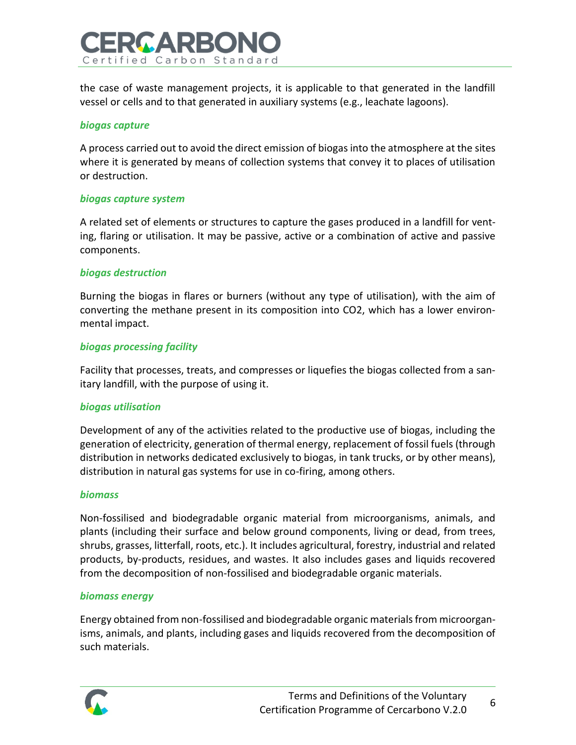the case of waste management projects, it is applicable to that generated in the landfill vessel or cells and to that generated in auxiliary systems (e.g., leachate lagoons).

***biogas capture***

A process carried out to avoid the direct emission of biogas into the atmosphere at the sites where it is generated by means of collection systems that convey it to places of utilisation or destruction.

***biogas capture system***

A related set of elements or structures to capture the gases produced in a landfill for venting, flaring or utilisation. It may be passive, active or a combination of active and passive components.

***biogas destruction***

Burning the biogas in flares or burners (without any type of utilisation), with the aim of converting the methane present in its composition into $CO_2$, which has a lower environmental impact.

***biogas processing facility***

Facility that processes, treats, and compresses or liquefies the biogas collected from a sanitary landfill, with the purpose of using it.

***biogas utilisation***

Development of any of the activities related to the productive use of biogas, including the generation of electricity, generation of thermal energy, replacement of fossil fuels (through distribution in networks dedicated exclusively to biogas, in tank trucks, or by other means), distribution in natural gas systems for use in co-firing, among others.

***biomass***

Non-fossilised and biodegradable organic material from microorganisms, animals, and plants (including their surface and below ground components, living or dead, from trees, shrubs, grasses, litterfall, roots, etc.). It includes agricultural, forestry, industrial and related products, by-products, residues, and wastes. It also includes gases and liquids recovered from the decomposition of non-fossilised and biodegradable organic materials.

***biomass energy***

Energy obtained from non-fossilised and biodegradable organic materials from microorganisms, animals, and plants, including gases and liquids recovered from the decomposition of such materials.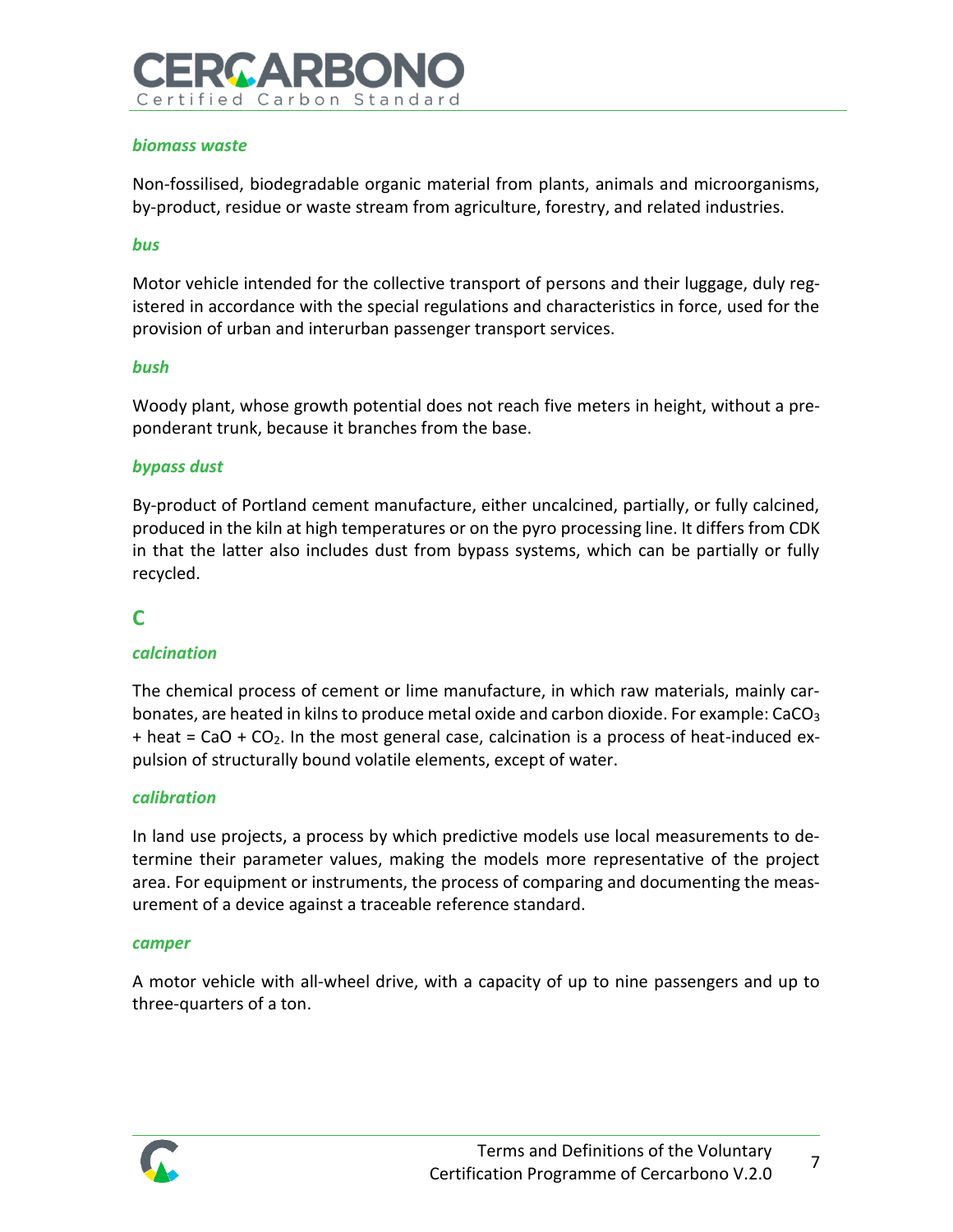***biomass waste***

Non-fossilised, biodegradable organic material from plants, animals and microorganisms, by-product, residue or waste stream from agriculture, forestry, and related industries.

***bus***

Motor vehicle intended for the collective transport of persons and their luggage, duly registered in accordance with the special regulations and characteristics in force, used for the provision of urban and interurban passenger transport services.

***bush***

Woody plant, whose growth potential does not reach five meters in height, without a preponderant trunk, because it branches from the base.

***bypass dust***

By-product of Portland cement manufacture, either uncalcined, partially, or fully calcined, produced in the kiln at high temperatures or on the pyro processing line. It differs from CDK in that the latter also includes dust from bypass systems, which can be partially or fully recycled.

## C

***calcination***

The chemical process of cement or lime manufacture, in which raw materials, mainly carbonates, are heated in kilns to produce metal oxide and carbon dioxide. For example: $CaCO_3$ + heat = $CaO$ + $CO_2$. In the most general case, calcination is a process of heat-induced expulsion of structurally bound volatile elements, except of water.

***calibration***

In land use projects, a process by which predictive models use local measurements to determine their parameter values, making the models more representative of the project area. For equipment or instruments, the process of comparing and documenting the measurement of a device against a traceable reference standard.

***camper***

A motor vehicle with all-wheel drive, with a capacity of up to nine passengers and up to three-quarters of a ton.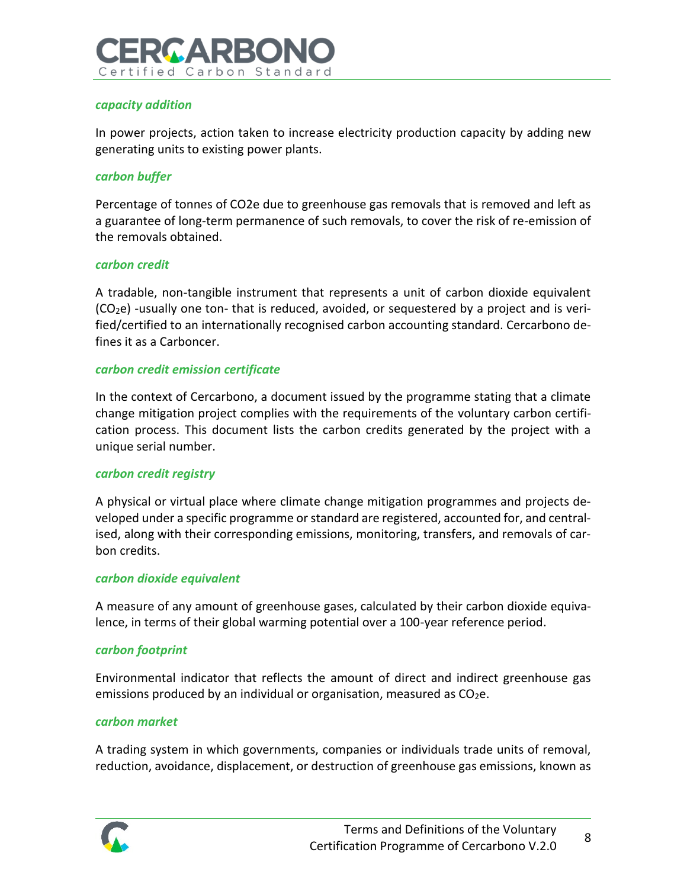***capacity addition***

In power projects, action taken to increase electricity production capacity by adding new generating units to existing power plants.

***carbon buffer***

Percentage of tonnes of CO2e due to greenhouse gas removals that is removed and left as a guarantee of long-term permanence of such removals, to cover the risk of re-emission of the removals obtained.

***carbon credit***

A tradable, non-tangible instrument that represents a unit of carbon dioxide equivalent ($CO_2$e) -usually one ton- that is reduced, avoided, or sequestered by a project and is verified/certified to an internationally recognised carbon accounting standard. Cercarbono defines it as a Carboncer.

***carbon credit emission certificate***

In the context of Cercarbono, a document issued by the programme stating that a climate change mitigation project complies with the requirements of the voluntary carbon certification process. This document lists the carbon credits generated by the project with a unique serial number.

***carbon credit registry***

A physical or virtual place where climate change mitigation programmes and projects developed under a specific programme or standard are registered, accounted for, and centralised, along with their corresponding emissions, monitoring, transfers, and removals of carbon credits.

***carbon dioxide equivalent***

A measure of any amount of greenhouse gases, calculated by their carbon dioxide equivalence, in terms of their global warming potential over a 100-year reference period.

***carbon footprint***

Environmental indicator that reflects the amount of direct and indirect greenhouse gas emissions produced by an individual or organisation, measured as $CO_2$e.

***carbon market***

A trading system in which governments, companies or individuals trade units of removal, reduction, avoidance, displacement, or destruction of greenhouse gas emissions, known as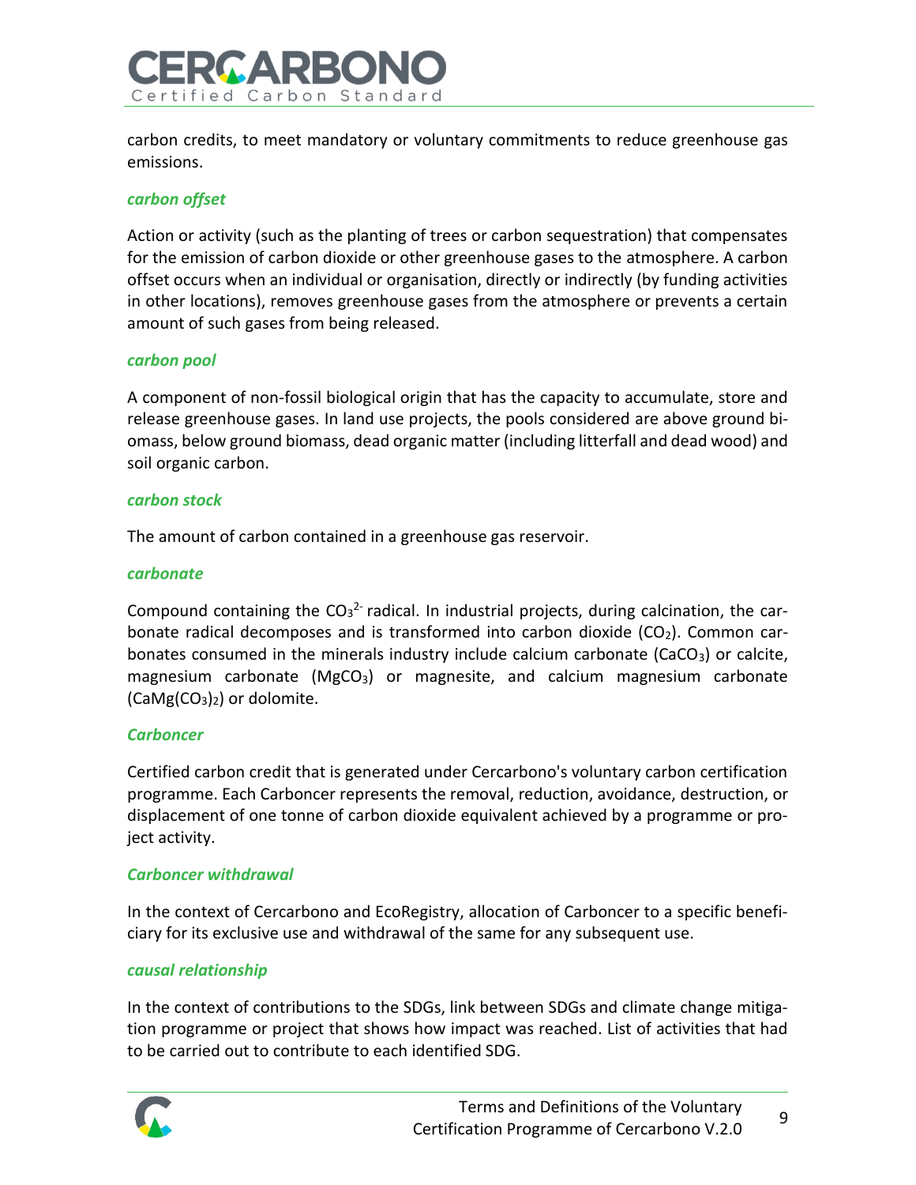carbon credits, to meet mandatory or voluntary commitments to reduce greenhouse gas emissions.

***carbon offset***

Action or activity (such as the planting of trees or carbon sequestration) that compensates for the emission of carbon dioxide or other greenhouse gases to the atmosphere. A carbon offset occurs when an individual or organisation, directly or indirectly (by funding activities in other locations), removes greenhouse gases from the atmosphere or prevents a certain amount of such gases from being released.

***carbon pool***

A component of non-fossil biological origin that has the capacity to accumulate, store and release greenhouse gases. In land use projects, the pools considered are above ground biomass, below ground biomass, dead organic matter (including litterfall and dead wood) and soil organic carbon.

***carbon stock***

The amount of carbon contained in a greenhouse gas reservoir.

***carbonate***

Compound containing the $CO_3^{2-}$ radical. In industrial projects, during calcination, the carbonate radical decomposes and is transformed into carbon dioxide ($CO_2$). Common carbonates consumed in the minerals industry include calcium carbonate ($CaCO_3$) or calcite, magnesium carbonate ($MgCO_3$) or magnesite, and calcium magnesium carbonate ($CaMg(CO_3)_2$) or dolomite.

***Carboncer***

Certified carbon credit that is generated under Cercarbono's voluntary carbon certification programme. Each Carboncer represents the removal, reduction, avoidance, destruction, or displacement of one tonne of carbon dioxide equivalent achieved by a programme or project activity.

***Carboncer withdrawal***

In the context of Cercarbono and EcoRegistry, allocation of Carboncer to a specific beneficiary for its exclusive use and withdrawal of the same for any subsequent use.

***causal relationship***

In the context of contributions to the SDGs, link between SDGs and climate change mitigation programme or project that shows how impact was reached. List of activities that had to be carried out to contribute to each identified SDG.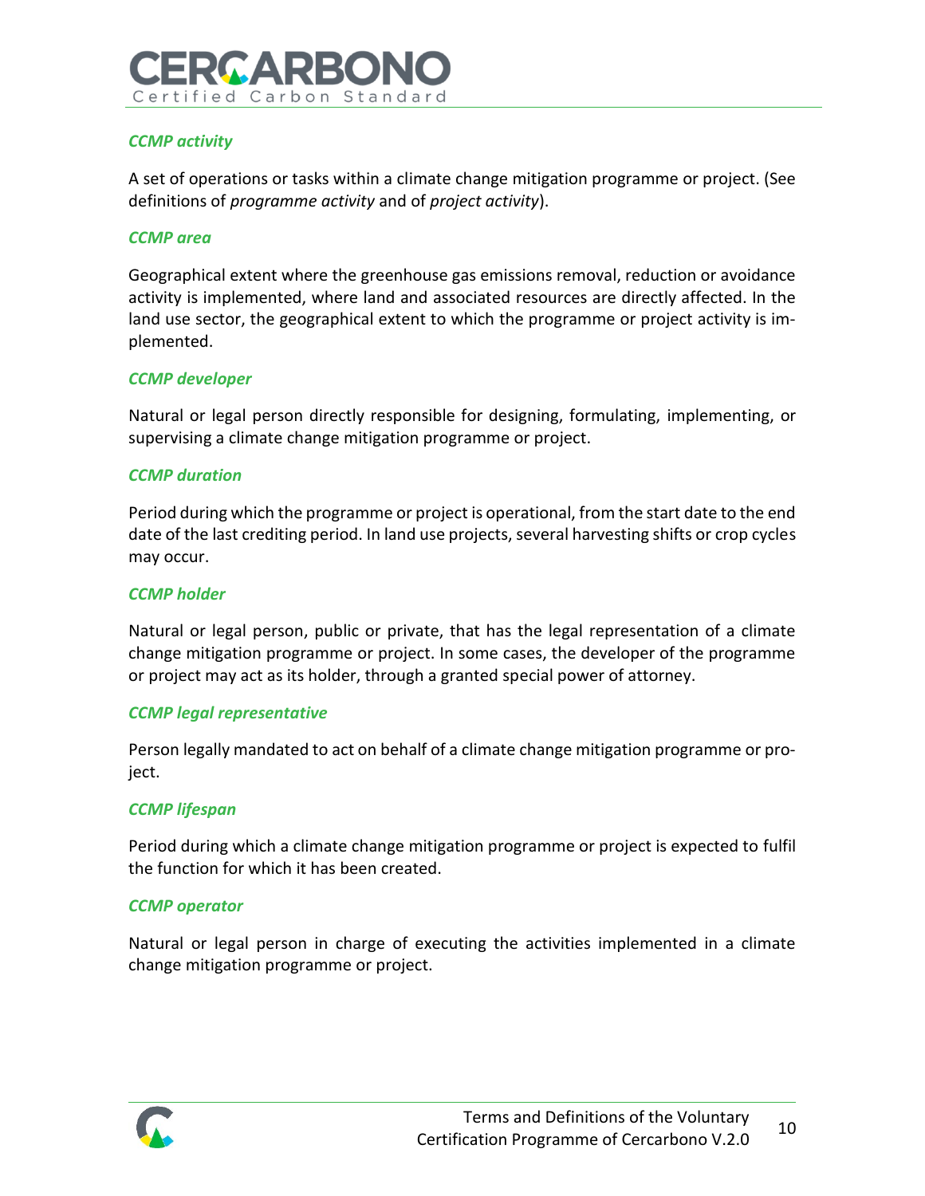### *CCMP activity*

A set of operations or tasks within a climate change mitigation programme or project. (See definitions of *programme activity* and of *project activity*).

### *CCMP area*

Geographical extent where the greenhouse gas emissions removal, reduction or avoidance activity is implemented, where land and associated resources are directly affected. In the land use sector, the geographical extent to which the programme or project activity is implemented.

### *CCMP developer*

Natural or legal person directly responsible for designing, formulating, implementing, or supervising a climate change mitigation programme or project.

### *CCMP duration*

Period during which the programme or project is operational, from the start date to the end date of the last crediting period. In land use projects, several harvesting shifts or crop cycles may occur.

### *CCMP holder*

Natural or legal person, public or private, that has the legal representation of a climate change mitigation programme or project. In some cases, the developer of the programme or project may act as its holder, through a granted special power of attorney.

### *CCMP legal representative*

Person legally mandated to act on behalf of a climate change mitigation programme or project.

### *CCMP lifespan*

Period during which a climate change mitigation programme or project is expected to fulfil the function for which it has been created.

### *CCMP operator*

Natural or legal person in charge of executing the activities implemented in a climate change mitigation programme or project.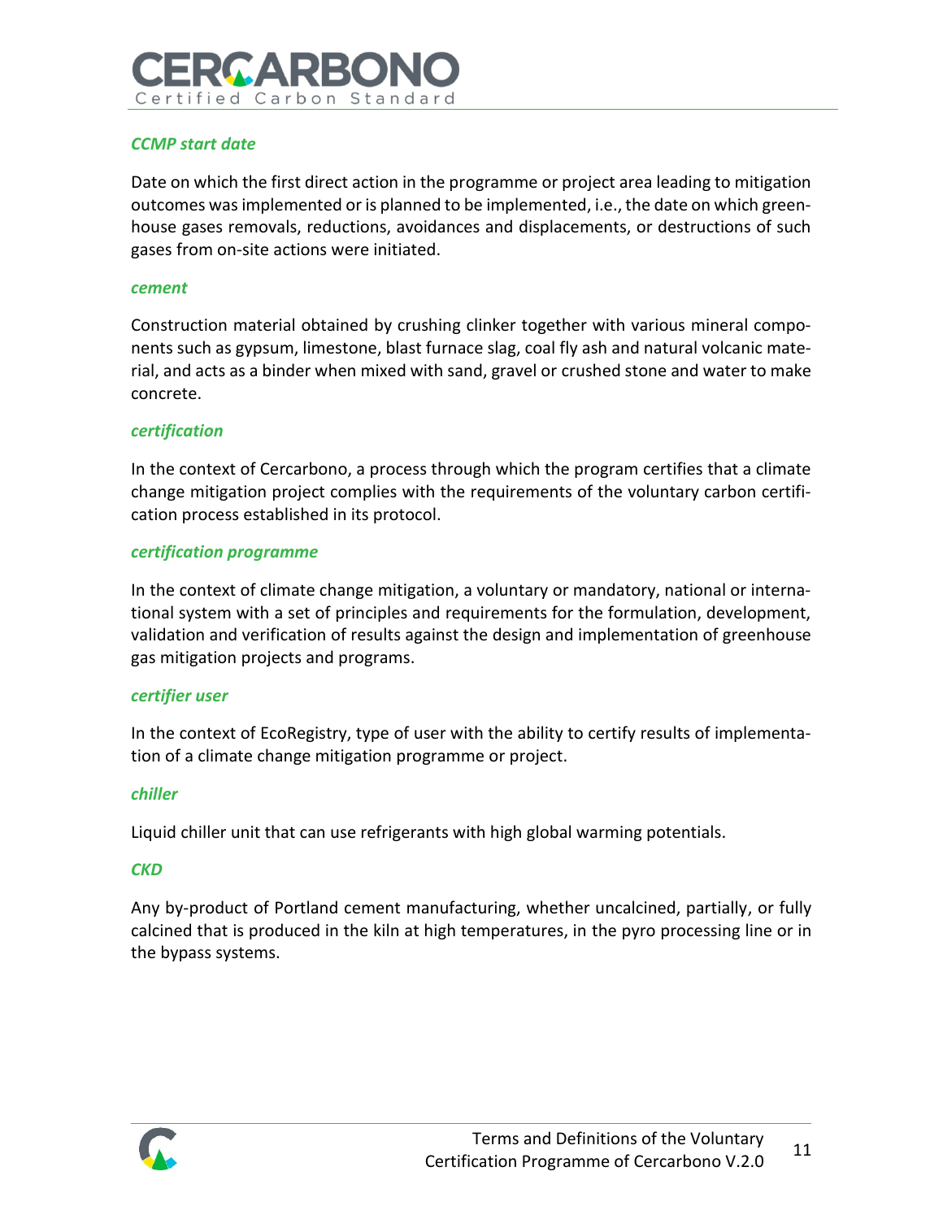### *CCMP start date*

Date on which the first direct action in the programme or project area leading to mitigation outcomes was implemented or is planned to be implemented, i.e., the date on which greenhouse gases removals, reductions, avoidances and displacements, or destructions of such gases from on-site actions were initiated.

### *cement*

Construction material obtained by crushing clinker together with various mineral components such as gypsum, limestone, blast furnace slag, coal fly ash and natural volcanic material, and acts as a binder when mixed with sand, gravel or crushed stone and water to make concrete.

### *certification*

In the context of Cercarbono, a process through which the program certifies that a climate change mitigation project complies with the requirements of the voluntary carbon certification process established in its protocol.

### *certification programme*

In the context of climate change mitigation, a voluntary or mandatory, national or international system with a set of principles and requirements for the formulation, development, validation and verification of results against the design and implementation of greenhouse gas mitigation projects and programs.

### *certifier user*

In the context of EcoRegistry, type of user with the ability to certify results of implementation of a climate change mitigation programme or project.

### *chiller*

Liquid chiller unit that can use refrigerants with high global warming potentials.

### *CKD*

Any by-product of Portland cement manufacturing, whether uncalcined, partially, or fully calcined that is produced in the kiln at high temperatures, in the pyro processing line or in the bypass systems.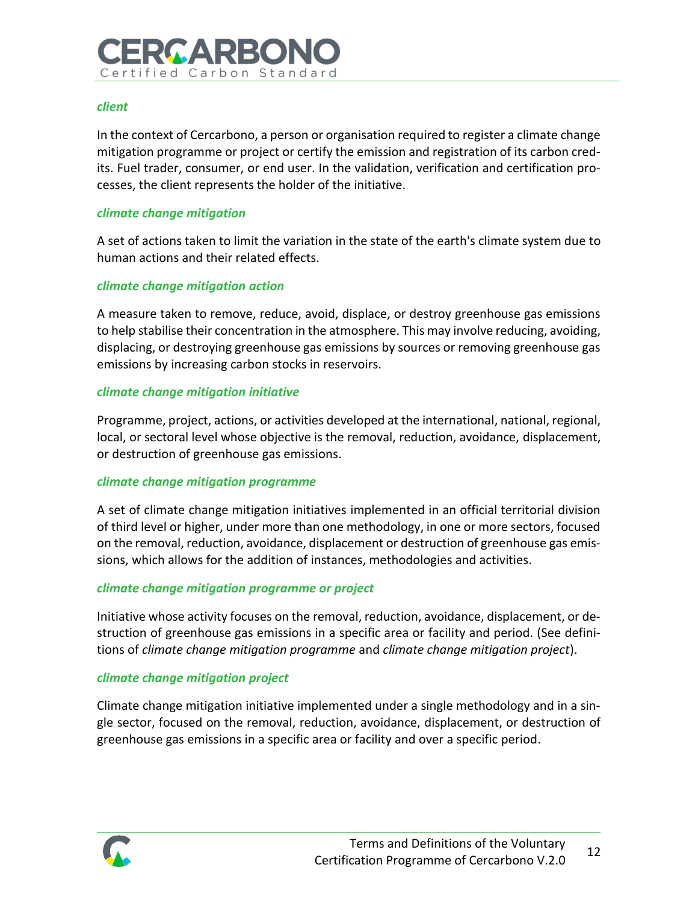***client***

In the context of Cercarbono, a person or organisation required to register a climate change mitigation programme or project or certify the emission and registration of its carbon credits. Fuel trader, consumer, or end user. In the validation, verification and certification processes, the client represents the holder of the initiative.

***climate change mitigation***

A set of actions taken to limit the variation in the state of the earth's climate system due to human actions and their related effects.

***climate change mitigation action***

A measure taken to remove, reduce, avoid, displace, or destroy greenhouse gas emissions to help stabilise their concentration in the atmosphere. This may involve reducing, avoiding, displacing, or destroying greenhouse gas emissions by sources or removing greenhouse gas emissions by increasing carbon stocks in reservoirs.

***climate change mitigation initiative***

Programme, project, actions, or activities developed at the international, national, regional, local, or sectoral level whose objective is the removal, reduction, avoidance, displacement, or destruction of greenhouse gas emissions.

***climate change mitigation programme***

A set of climate change mitigation initiatives implemented in an official territorial division of third level or higher, under more than one methodology, in one or more sectors, focused on the removal, reduction, avoidance, displacement or destruction of greenhouse gas emissions, which allows for the addition of instances, methodologies and activities.

***climate change mitigation programme or project***

Initiative whose activity focuses on the removal, reduction, avoidance, displacement, or destruction of greenhouse gas emissions in a specific area or facility and period. (See definitions of *climate change mitigation programme* and *climate change mitigation project*).

***climate change mitigation project***

Climate change mitigation initiative implemented under a single methodology and in a single sector, focused on the removal, reduction, avoidance, displacement, or destruction of greenhouse gas emissions in a specific area or facility and over a specific period.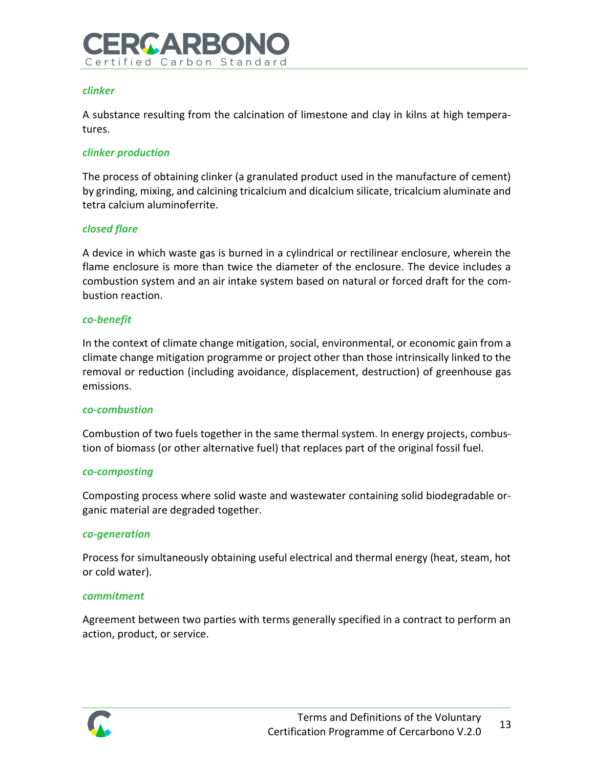### *clinker*

A substance resulting from the calcination of limestone and clay in kilns at high temperatures.

### *clinker production*

The process of obtaining clinker (a granulated product used in the manufacture of cement) by grinding, mixing, and calcining tricalcium and dicalcium silicate, tricalcium aluminate and tetra calcium aluminoferrite.

### *closed flare*

A device in which waste gas is burned in a cylindrical or rectilinear enclosure, wherein the flame enclosure is more than twice the diameter of the enclosure. The device includes a combustion system and an air intake system based on natural or forced draft for the combustion reaction.

### *co-benefit*

In the context of climate change mitigation, social, environmental, or economic gain from a climate change mitigation programme or project other than those intrinsically linked to the removal or reduction (including avoidance, displacement, destruction) of greenhouse gas emissions.

### *co-combustion*

Combustion of two fuels together in the same thermal system. In energy projects, combustion of biomass (or other alternative fuel) that replaces part of the original fossil fuel.

### *co-composting*

Composting process where solid waste and wastewater containing solid biodegradable organic material are degraded together.

### *co-generation*

Process for simultaneously obtaining useful electrical and thermal energy (heat, steam, hot or cold water).

### *commitment*

Agreement between two parties with terms generally specified in a contract to perform an action, product, or service.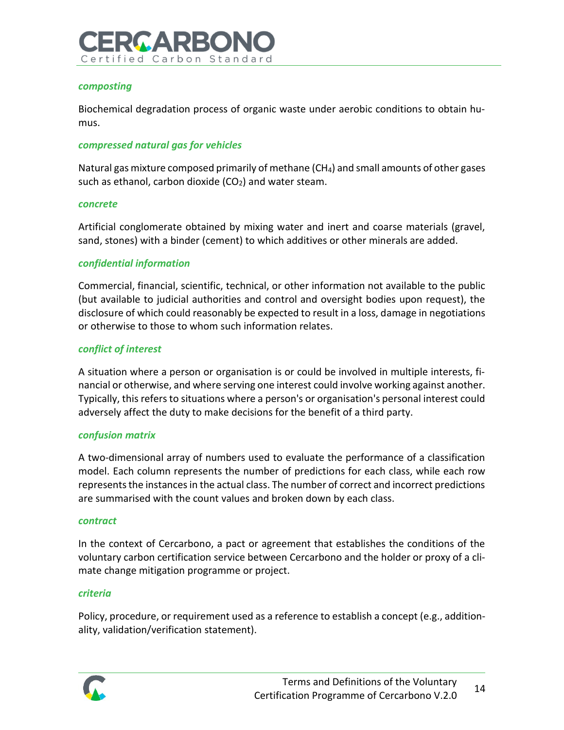### *composting*

Biochemical degradation process of organic waste under aerobic conditions to obtain humus.

### *compressed natural gas for vehicles*

Natural gas mixture composed primarily of methane ($CH_4$) and small amounts of other gases such as ethanol, carbon dioxide ($CO_2$) and water steam.

### *concrete*

Artificial conglomerate obtained by mixing water and inert and coarse materials (gravel, sand, stones) with a binder (cement) to which additives or other minerals are added.

### *confidential information*

Commercial, financial, scientific, technical, or other information not available to the public (but available to judicial authorities and control and oversight bodies upon request), the disclosure of which could reasonably be expected to result in a loss, damage in negotiations or otherwise to those to whom such information relates.

### *conflict of interest*

A situation where a person or organisation is or could be involved in multiple interests, financial or otherwise, and where serving one interest could involve working against another. Typically, this refers to situations where a person's or organisation's personal interest could adversely affect the duty to make decisions for the benefit of a third party.

### *confusion matrix*

A two-dimensional array of numbers used to evaluate the performance of a classification model. Each column represents the number of predictions for each class, while each row represents the instances in the actual class. The number of correct and incorrect predictions are summarised with the count values and broken down by each class.

### *contract*

In the context of Cercarbono, a pact or agreement that establishes the conditions of the voluntary carbon certification service between Cercarbono and the holder or proxy of a climate change mitigation programme or project.

### *criteria*

Policy, procedure, or requirement used as a reference to establish a concept (e.g., additionality, validation/verification statement).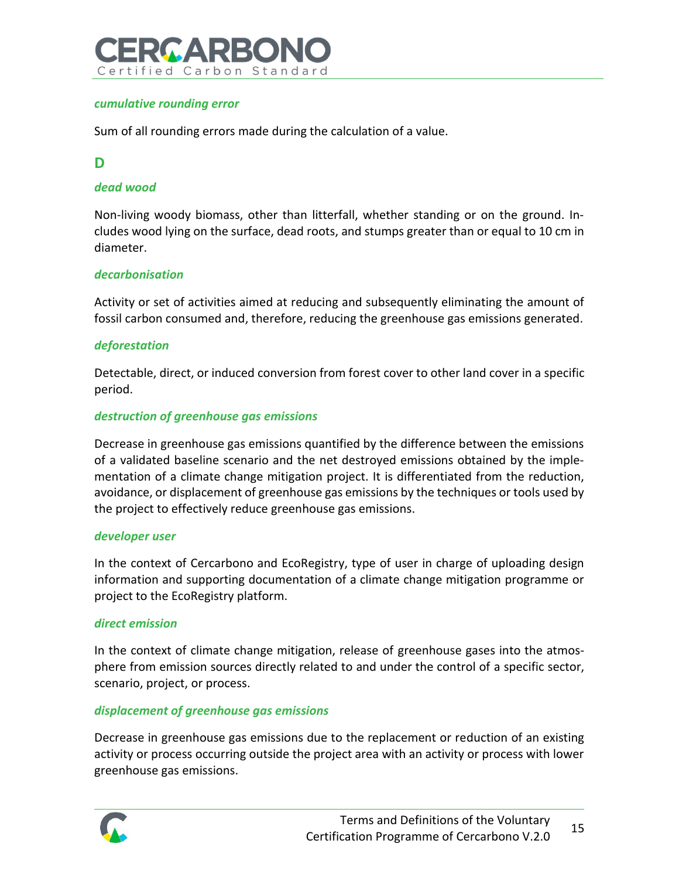### *cumulative rounding error*

Sum of all rounding errors made during the calculation of a value.

## D

### *dead wood*

Non-living woody biomass, other than litterfall, whether standing or on the ground. Includes wood lying on the surface, dead roots, and stumps greater than or equal to 10 cm in diameter.

### *decarbonisation*

Activity or set of activities aimed at reducing and subsequently eliminating the amount of fossil carbon consumed and, therefore, reducing the greenhouse gas emissions generated.

### *deforestation*

Detectable, direct, or induced conversion from forest cover to other land cover in a specific period.

### *destruction of greenhouse gas emissions*

Decrease in greenhouse gas emissions quantified by the difference between the emissions of a validated baseline scenario and the net destroyed emissions obtained by the implementation of a climate change mitigation project. It is differentiated from the reduction, avoidance, or displacement of greenhouse gas emissions by the techniques or tools used by the project to effectively reduce greenhouse gas emissions.

### *developer user*

In the context of Cercarbono and EcoRegistry, type of user in charge of uploading design information and supporting documentation of a climate change mitigation programme or project to the EcoRegistry platform.

### *direct emission*

In the context of climate change mitigation, release of greenhouse gases into the atmosphere from emission sources directly related to and under the control of a specific sector, scenario, project, or process.

### *displacement of greenhouse gas emissions*

Decrease in greenhouse gas emissions due to the replacement or reduction of an existing activity or process occurring outside the project area with an activity or process with lower greenhouse gas emissions.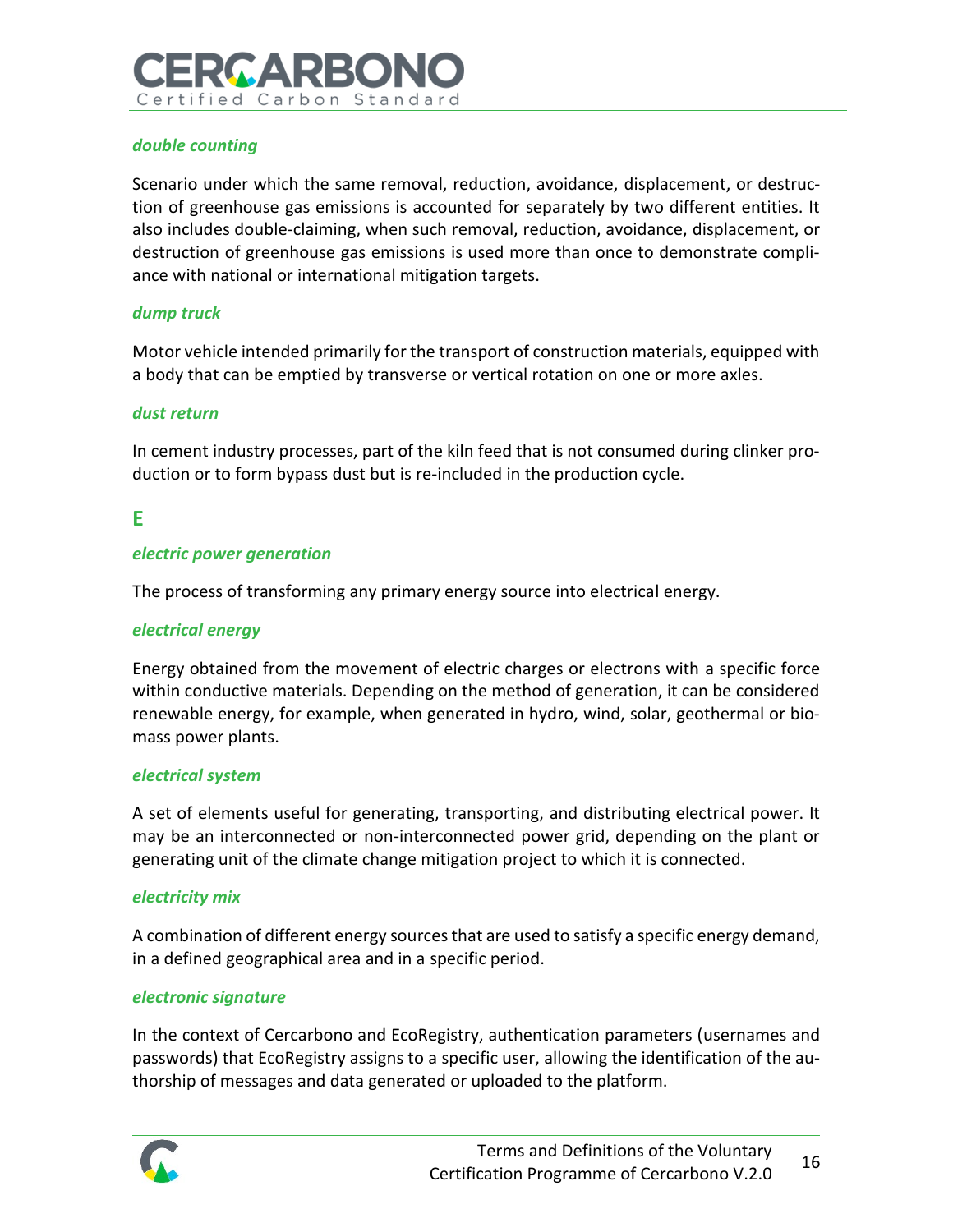***double counting***

Scenario under which the same removal, reduction, avoidance, displacement, or destruction of greenhouse gas emissions is accounted for separately by two different entities. It also includes double-claiming, when such removal, reduction, avoidance, displacement, or destruction of greenhouse gas emissions is used more than once to demonstrate compliance with national or international mitigation targets.

***dump truck***

Motor vehicle intended primarily for the transport of construction materials, equipped with a body that can be emptied by transverse or vertical rotation on one or more axles.

***dust return***

In cement industry processes, part of the kiln feed that is not consumed during clinker production or to form bypass dust but is re-included in the production cycle.

## E

***electric power generation***

The process of transforming any primary energy source into electrical energy.

***electrical energy***

Energy obtained from the movement of electric charges or electrons with a specific force within conductive materials. Depending on the method of generation, it can be considered renewable energy, for example, when generated in hydro, wind, solar, geothermal or biomass power plants.

***electrical system***

A set of elements useful for generating, transporting, and distributing electrical power. It may be an interconnected or non-interconnected power grid, depending on the plant or generating unit of the climate change mitigation project to which it is connected.

***electricity mix***

A combination of different energy sources that are used to satisfy a specific energy demand, in a defined geographical area and in a specific period.

***electronic signature***

In the context of Cercarbono and EcoRegistry, authentication parameters (usernames and passwords) that EcoRegistry assigns to a specific user, allowing the identification of the authorship of messages and data generated or uploaded to the platform.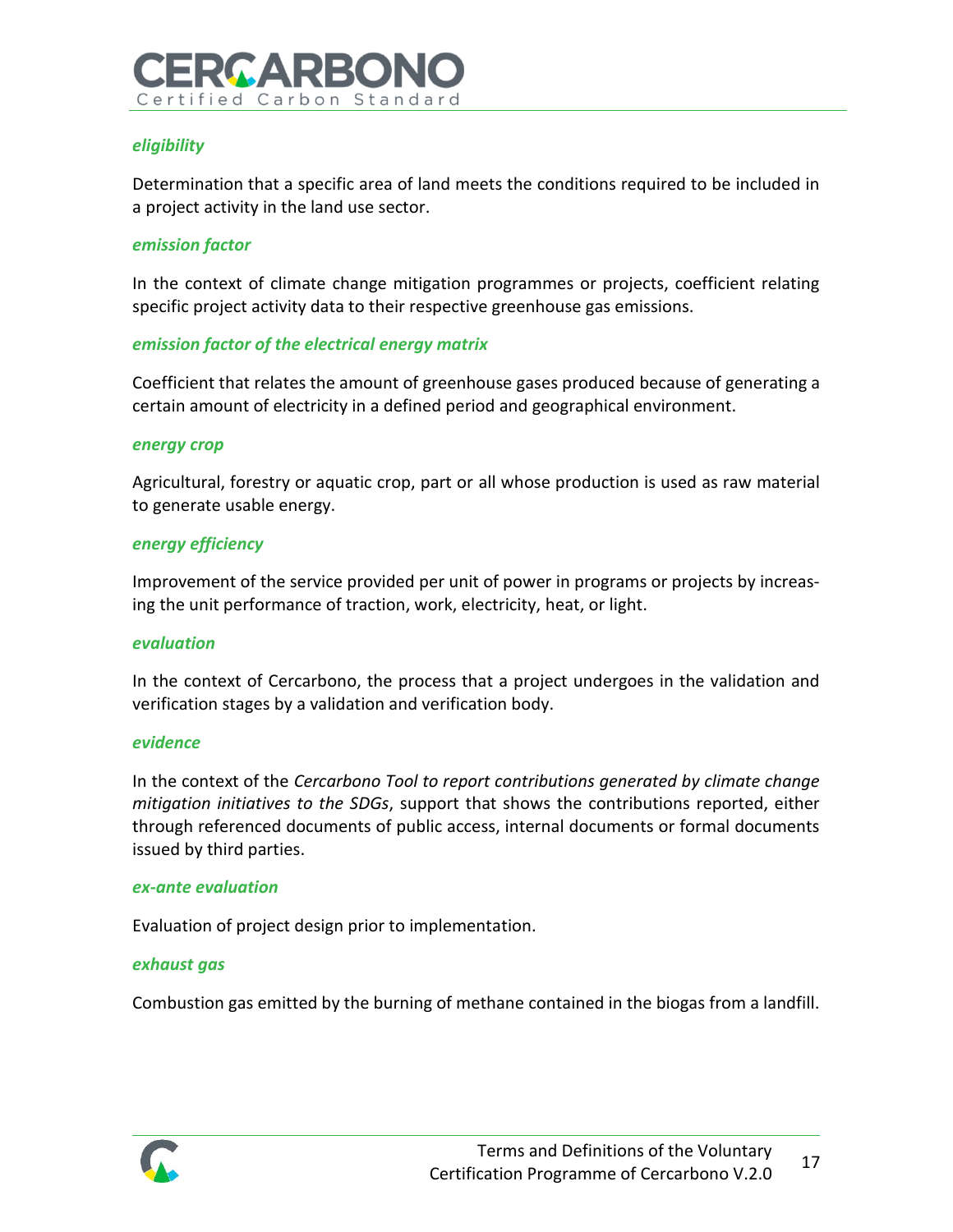***eligibility***

Determination that a specific area of land meets the conditions required to be included in a project activity in the land use sector.

***emission factor***

In the context of climate change mitigation programmes or projects, coefficient relating specific project activity data to their respective greenhouse gas emissions.

***emission factor of the electrical energy matrix***

Coefficient that relates the amount of greenhouse gases produced because of generating a certain amount of electricity in a defined period and geographical environment.

***energy crop***

Agricultural, forestry or aquatic crop, part or all whose production is used as raw material to generate usable energy.

***energy efficiency***

Improvement of the service provided per unit of power in programs or projects by increasing the unit performance of traction, work, electricity, heat, or light.

***evaluation***

In the context of Cercarbono, the process that a project undergoes in the validation and verification stages by a validation and verification body.

***evidence***

In the context of the *Cercarbono Tool to report contributions generated by climate change mitigation initiatives to the SDGs*, support that shows the contributions reported, either through referenced documents of public access, internal documents or formal documents issued by third parties.

***ex-ante evaluation***

Evaluation of project design prior to implementation.

***exhaust gas***

Combustion gas emitted by the burning of methane contained in the biogas from a landfill.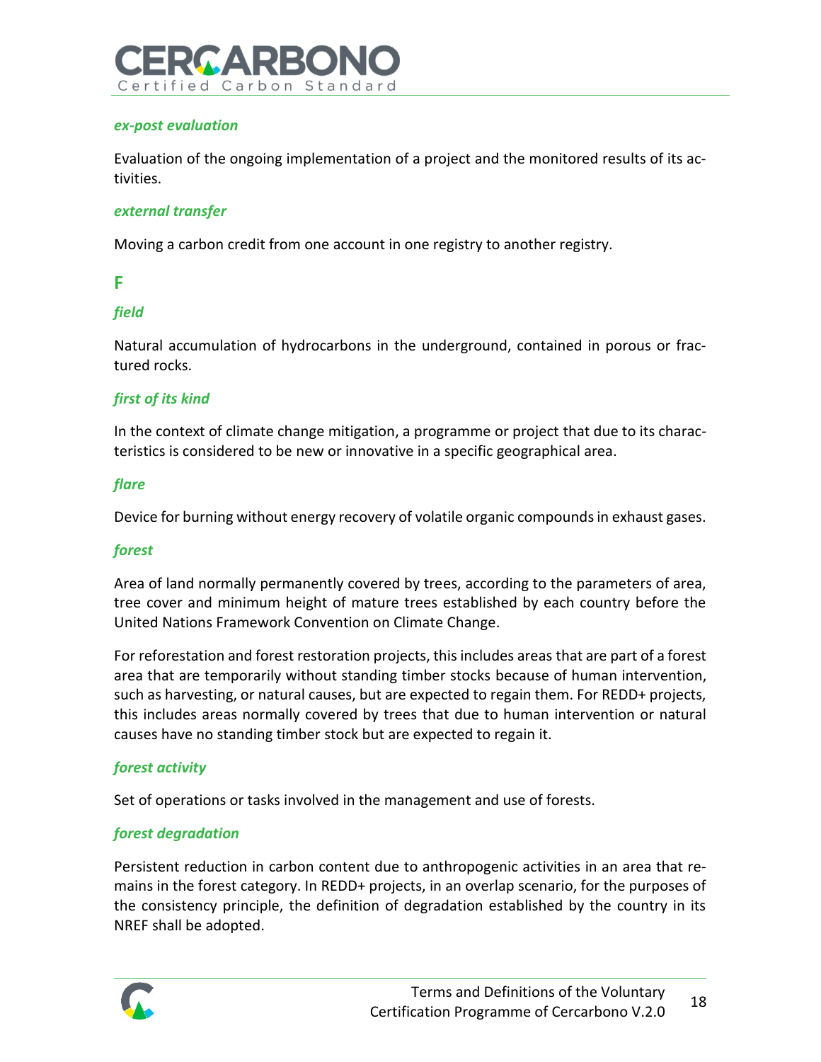***ex-post evaluation***

Evaluation of the ongoing implementation of a project and the monitored results of its activities.

***external transfer***

Moving a carbon credit from one account in one registry to another registry.

## F

***field***

Natural accumulation of hydrocarbons in the underground, contained in porous or fractured rocks.

***first of its kind***

In the context of climate change mitigation, a programme or project that due to its characteristics is considered to be new or innovative in a specific geographical area.

***flare***

Device for burning without energy recovery of volatile organic compounds in exhaust gases.

***forest***

Area of land normally permanently covered by trees, according to the parameters of area, tree cover and minimum height of mature trees established by each country before the United Nations Framework Convention on Climate Change.

For reforestation and forest restoration projects, this includes areas that are part of a forest area that are temporarily without standing timber stocks because of human intervention, such as harvesting, or natural causes, but are expected to regain them. For REDD+ projects, this includes areas normally covered by trees that due to human intervention or natural causes have no standing timber stock but are expected to regain it.

***forest activity***

Set of operations or tasks involved in the management and use of forests.

***forest degradation***

Persistent reduction in carbon content due to anthropogenic activities in an area that remains in the forest category. In REDD+ projects, in an overlap scenario, for the purposes of the consistency principle, the definition of degradation established by the country in its NREF shall be adopted.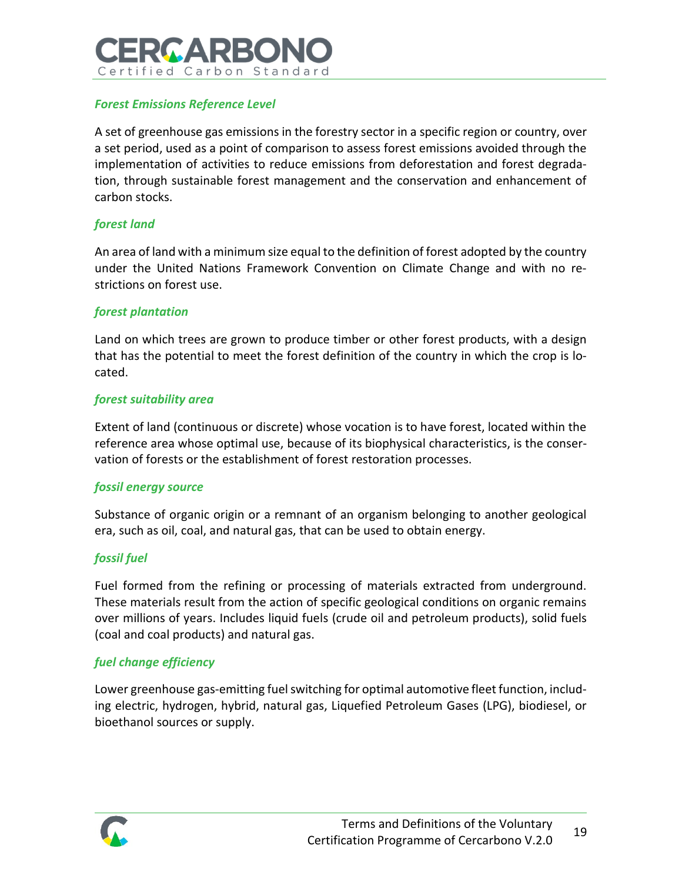### *Forest Emissions Reference Level*

A set of greenhouse gas emissions in the forestry sector in a specific region or country, over a set period, used as a point of comparison to assess forest emissions avoided through the implementation of activities to reduce emissions from deforestation and forest degradation, through sustainable forest management and the conservation and enhancement of carbon stocks.

### *forest land*

An area of land with a minimum size equal to the definition of forest adopted by the country under the United Nations Framework Convention on Climate Change and with no restrictions on forest use.

### *forest plantation*

Land on which trees are grown to produce timber or other forest products, with a design that has the potential to meet the forest definition of the country in which the crop is located.

### *forest suitability area*

Extent of land (continuous or discrete) whose vocation is to have forest, located within the reference area whose optimal use, because of its biophysical characteristics, is the conservation of forests or the establishment of forest restoration processes.

### *fossil energy source*

Substance of organic origin or a remnant of an organism belonging to another geological era, such as oil, coal, and natural gas, that can be used to obtain energy.

### *fossil fuel*

Fuel formed from the refining or processing of materials extracted from underground. These materials result from the action of specific geological conditions on organic remains over millions of years. Includes liquid fuels (crude oil and petroleum products), solid fuels (coal and coal products) and natural gas.

### *fuel change efficiency*

Lower greenhouse gas-emitting fuel switching for optimal automotive fleet function, including electric, hydrogen, hybrid, natural gas, Liquefied Petroleum Gases (LPG), biodiesel, or bioethanol sources or supply.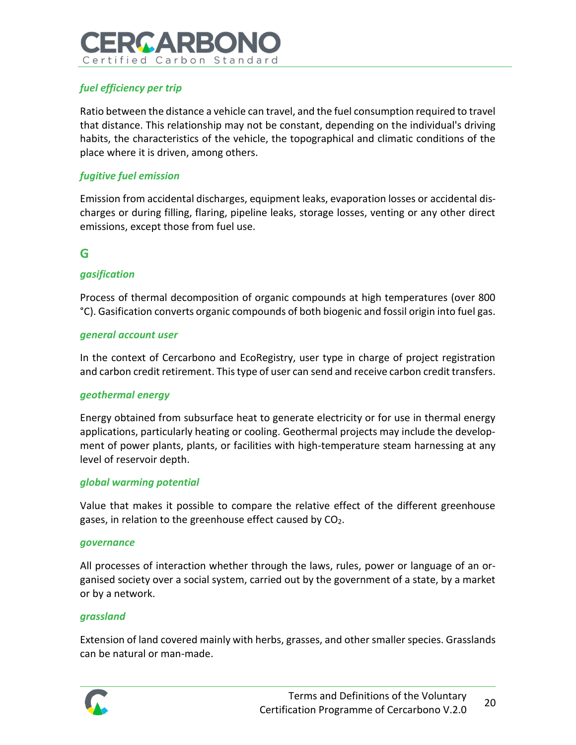### *fuel efficiency per trip*

Ratio between the distance a vehicle can travel, and the fuel consumption required to travel that distance. This relationship may not be constant, depending on the individual's driving habits, the characteristics of the vehicle, the topographical and climatic conditions of the place where it is driven, among others.

### *fugitive fuel emission*

Emission from accidental discharges, equipment leaks, evaporation losses or accidental discharges or during filling, flaring, pipeline leaks, storage losses, venting or any other direct emissions, except those from fuel use.

## G

### *gasification*

Process of thermal decomposition of organic compounds at high temperatures (over 800 °C). Gasification converts organic compounds of both biogenic and fossil origin into fuel gas.

### *general account user*

In the context of Cercarbono and EcoRegistry, user type in charge of project registration and carbon credit retirement. This type of user can send and receive carbon credit transfers.

### *geothermal energy*

Energy obtained from subsurface heat to generate electricity or for use in thermal energy applications, particularly heating or cooling. Geothermal projects may include the development of power plants, plants, or facilities with high-temperature steam harnessing at any level of reservoir depth.

### *global warming potential*

Value that makes it possible to compare the relative effect of the different greenhouse gases, in relation to the greenhouse effect caused by $CO_2$.

### *governance*

All processes of interaction whether through the laws, rules, power or language of an organised society over a social system, carried out by the government of a state, by a market or by a network.

### *grassland*

Extension of land covered mainly with herbs, grasses, and other smaller species. Grasslands can be natural or man-made.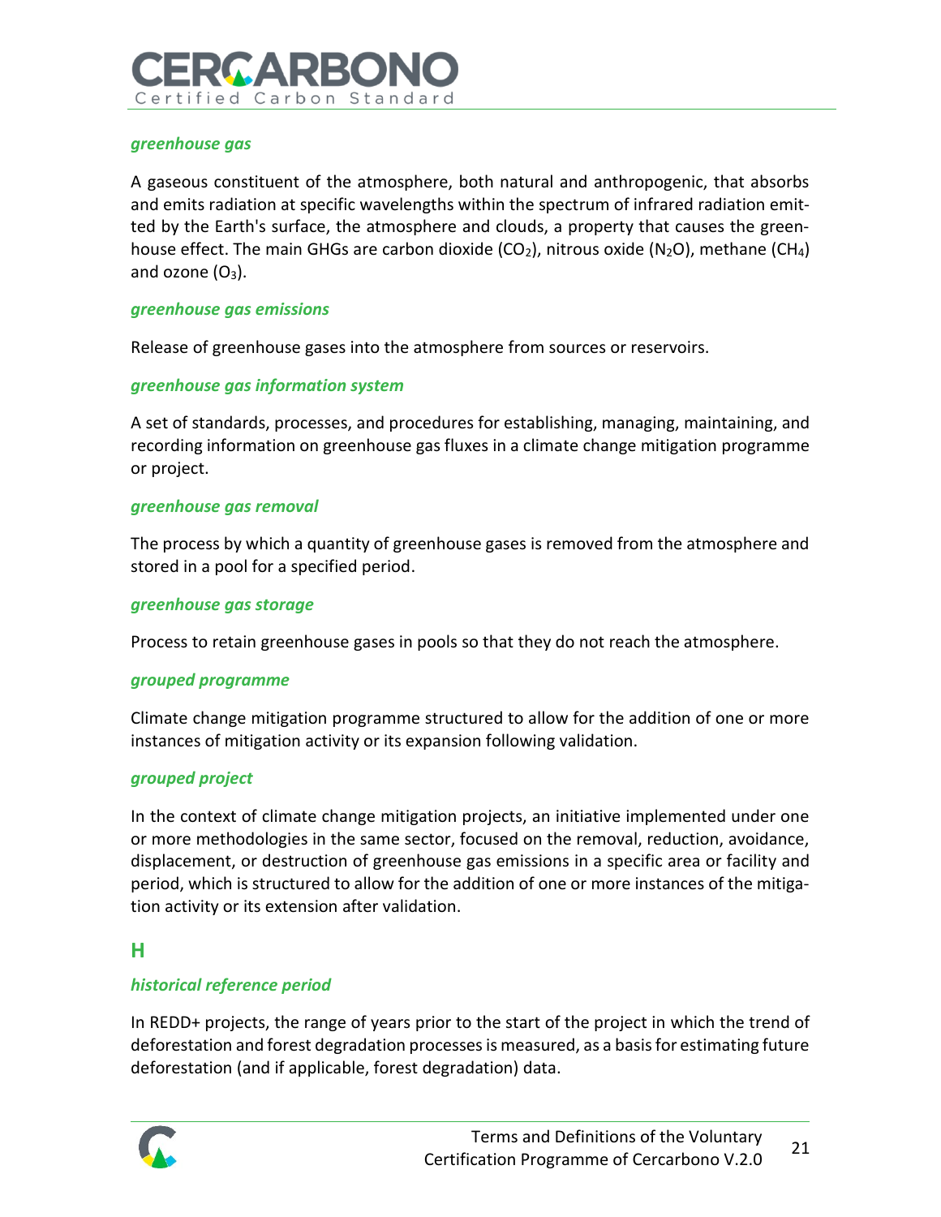*greenhouse gas*

A gaseous constituent of the atmosphere, both natural and anthropogenic, that absorbs and emits radiation at specific wavelengths within the spectrum of infrared radiation emitted by the Earth's surface, the atmosphere and clouds, a property that causes the greenhouse effect. The main GHGs are carbon dioxide ($CO_2$), nitrous oxide ($N_2O$), methane ($CH_4$) and ozone ($O_3$).

*greenhouse gas emissions*

Release of greenhouse gases into the atmosphere from sources or reservoirs.

*greenhouse gas information system*

A set of standards, processes, and procedures for establishing, managing, maintaining, and recording information on greenhouse gas fluxes in a climate change mitigation programme or project.

*greenhouse gas removal*

The process by which a quantity of greenhouse gases is removed from the atmosphere and stored in a pool for a specified period.

*greenhouse gas storage*

Process to retain greenhouse gases in pools so that they do not reach the atmosphere.

*grouped programme*

Climate change mitigation programme structured to allow for the addition of one or more instances of mitigation activity or its expansion following validation.

*grouped project*

In the context of climate change mitigation projects, an initiative implemented under one or more methodologies in the same sector, focused on the removal, reduction, avoidance, displacement, or destruction of greenhouse gas emissions in a specific area or facility and period, which is structured to allow for the addition of one or more instances of the mitigation activity or its extension after validation.

## H

*historical reference period*

In REDD+ projects, the range of years prior to the start of the project in which the trend of deforestation and forest degradation processes is measured, as a basis for estimating future deforestation (and if applicable, forest degradation) data.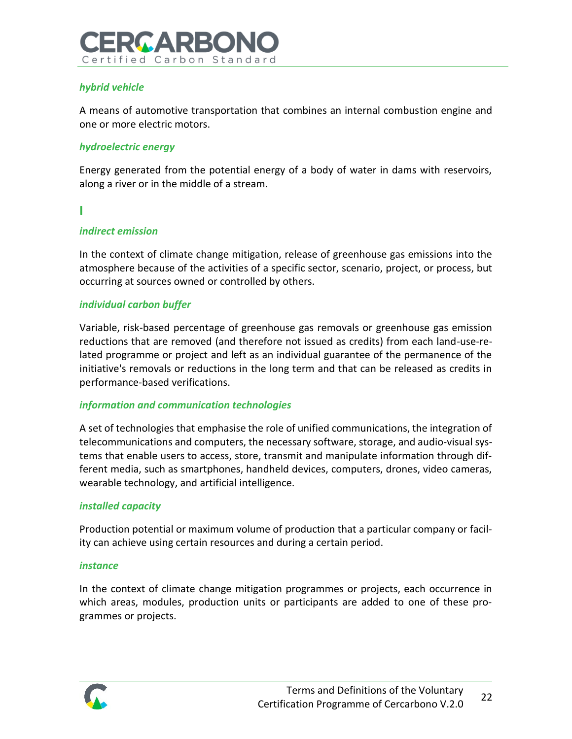### *hybrid vehicle*

A means of automotive transportation that combines an internal combustion engine and one or more electric motors.

### *hydroelectric energy*

Energy generated from the potential energy of a body of water in dams with reservoirs, along a river or in the middle of a stream.

## I

### *indirect emission*

In the context of climate change mitigation, release of greenhouse gas emissions into the atmosphere because of the activities of a specific sector, scenario, project, or process, but occurring at sources owned or controlled by others.

### *individual carbon buffer*

Variable, risk-based percentage of greenhouse gas removals or greenhouse gas emission reductions that are removed (and therefore not issued as credits) from each land-use-related programme or project and left as an individual guarantee of the permanence of the initiative's removals or reductions in the long term and that can be released as credits in performance-based verifications.

### *information and communication technologies*

A set of technologies that emphasise the role of unified communications, the integration of telecommunications and computers, the necessary software, storage, and audio-visual systems that enable users to access, store, transmit and manipulate information through different media, such as smartphones, handheld devices, computers, drones, video cameras, wearable technology, and artificial intelligence.

### *installed capacity*

Production potential or maximum volume of production that a particular company or facility can achieve using certain resources and during a certain period.

### *instance*

In the context of climate change mitigation programmes or projects, each occurrence in which areas, modules, production units or participants are added to one of these programmes or projects.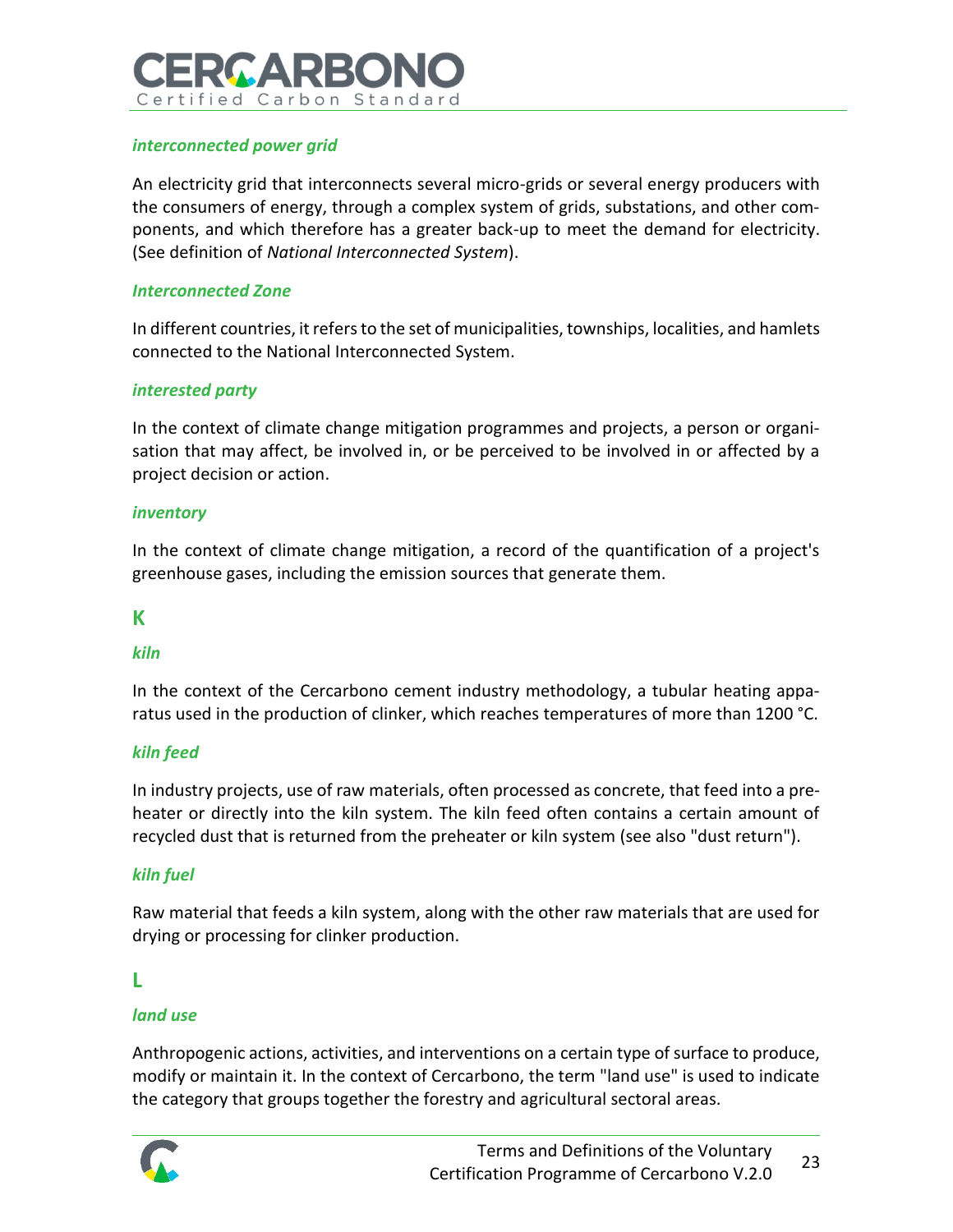***interconnected power grid***

An electricity grid that interconnects several micro-grids or several energy producers with the consumers of energy, through a complex system of grids, substations, and other components, and which therefore has a greater back-up to meet the demand for electricity. (See definition of *National Interconnected System*).

***Interconnected Zone***

In different countries, it refers to the set of municipalities, townships, localities, and hamlets connected to the National Interconnected System.

***interested party***

In the context of climate change mitigation programmes and projects, a person or organisation that may affect, be involved in, or be perceived to be involved in or affected by a project decision or action.

***inventory***

In the context of climate change mitigation, a record of the quantification of a project's greenhouse gases, including the emission sources that generate them.

## K

***kiln***

In the context of the Cercarbono cement industry methodology, a tubular heating apparatus used in the production of clinker, which reaches temperatures of more than 1200 °C.

***kiln feed***

In industry projects, use of raw materials, often processed as concrete, that feed into a preheater or directly into the kiln system. The kiln feed often contains a certain amount of recycled dust that is returned from the preheater or kiln system (see also "dust return").

***kiln fuel***

Raw material that feeds a kiln system, along with the other raw materials that are used for drying or processing for clinker production.

## L

***land use***

Anthropogenic actions, activities, and interventions on a certain type of surface to produce, modify or maintain it. In the context of Cercarbono, the term "land use" is used to indicate the category that groups together the forestry and agricultural sectoral areas.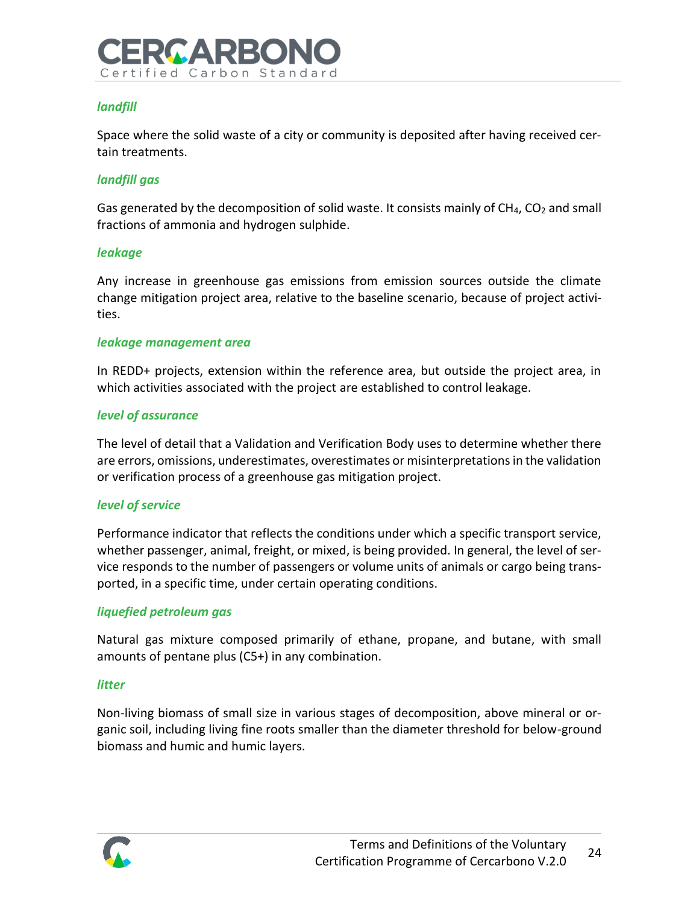***landfill***

Space where the solid waste of a city or community is deposited after having received certain treatments.

***landfill gas***

Gas generated by the decomposition of solid waste. It consists mainly of $CH_4$, $CO_2$ and small fractions of ammonia and hydrogen sulphide.

***leakage***

Any increase in greenhouse gas emissions from emission sources outside the climate change mitigation project area, relative to the baseline scenario, because of project activities.

***leakage management area***

In REDD+ projects, extension within the reference area, but outside the project area, in which activities associated with the project are established to control leakage.

***level of assurance***

The level of detail that a Validation and Verification Body uses to determine whether there are errors, omissions, underestimates, overestimates or misinterpretations in the validation or verification process of a greenhouse gas mitigation project.

***level of service***

Performance indicator that reflects the conditions under which a specific transport service, whether passenger, animal, freight, or mixed, is being provided. In general, the level of service responds to the number of passengers or volume units of animals or cargo being transported, in a specific time, under certain operating conditions.

***liquefied petroleum gas***

Natural gas mixture composed primarily of ethane, propane, and butane, with small amounts of pentane plus (C5+) in any combination.

***litter***

Non-living biomass of small size in various stages of decomposition, above mineral or organic soil, including living fine roots smaller than the diameter threshold for below-ground biomass and humic and humic layers.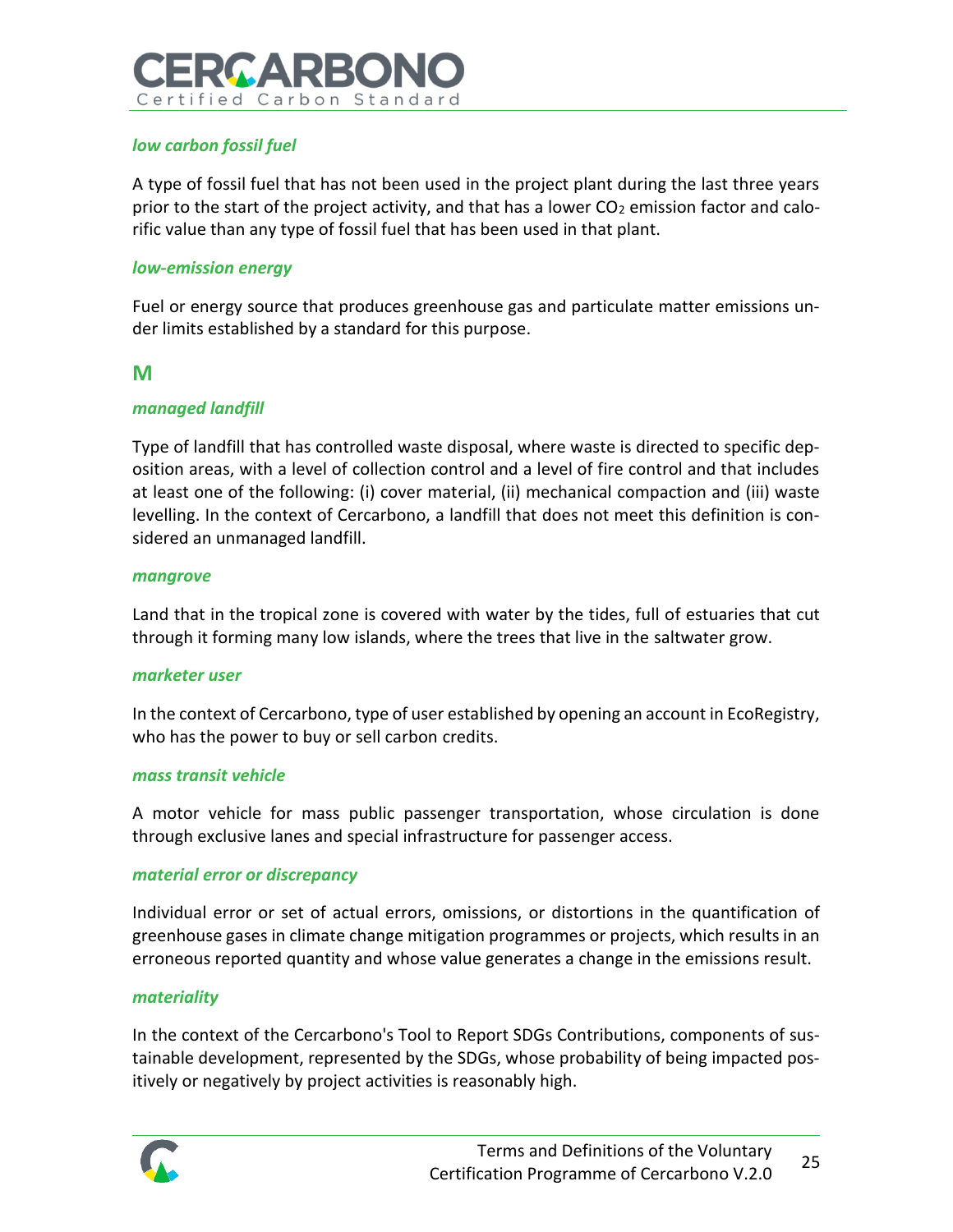### *low carbon fossil fuel*

A type of fossil fuel that has not been used in the project plant during the last three years prior to the start of the project activity, and that has a lower $CO_2$ emission factor and calorific value than any type of fossil fuel that has been used in that plant.

### *low-emission energy*

Fuel or energy source that produces greenhouse gas and particulate matter emissions under limits established by a standard for this purpose.

## M

### *managed landfill*

Type of landfill that has controlled waste disposal, where waste is directed to specific deposition areas, with a level of collection control and a level of fire control and that includes at least one of the following: (i) cover material, (ii) mechanical compaction and (iii) waste levelling. In the context of Cercarbono, a landfill that does not meet this definition is considered an unmanaged landfill.

### *mangrove*

Land that in the tropical zone is covered with water by the tides, full of estuaries that cut through it forming many low islands, where the trees that live in the saltwater grow.

### *marketer user*

In the context of Cercarbono, type of user established by opening an account in EcoRegistry, who has the power to buy or sell carbon credits.

### *mass transit vehicle*

A motor vehicle for mass public passenger transportation, whose circulation is done through exclusive lanes and special infrastructure for passenger access.

### *material error or discrepancy*

Individual error or set of actual errors, omissions, or distortions in the quantification of greenhouse gases in climate change mitigation programmes or projects, which results in an erroneous reported quantity and whose value generates a change in the emissions result.

### *materiality*

In the context of the Cercarbono's Tool to Report SDGs Contributions, components of sustainable development, represented by the SDGs, whose probability of being impacted positively or negatively by project activities is reasonably high.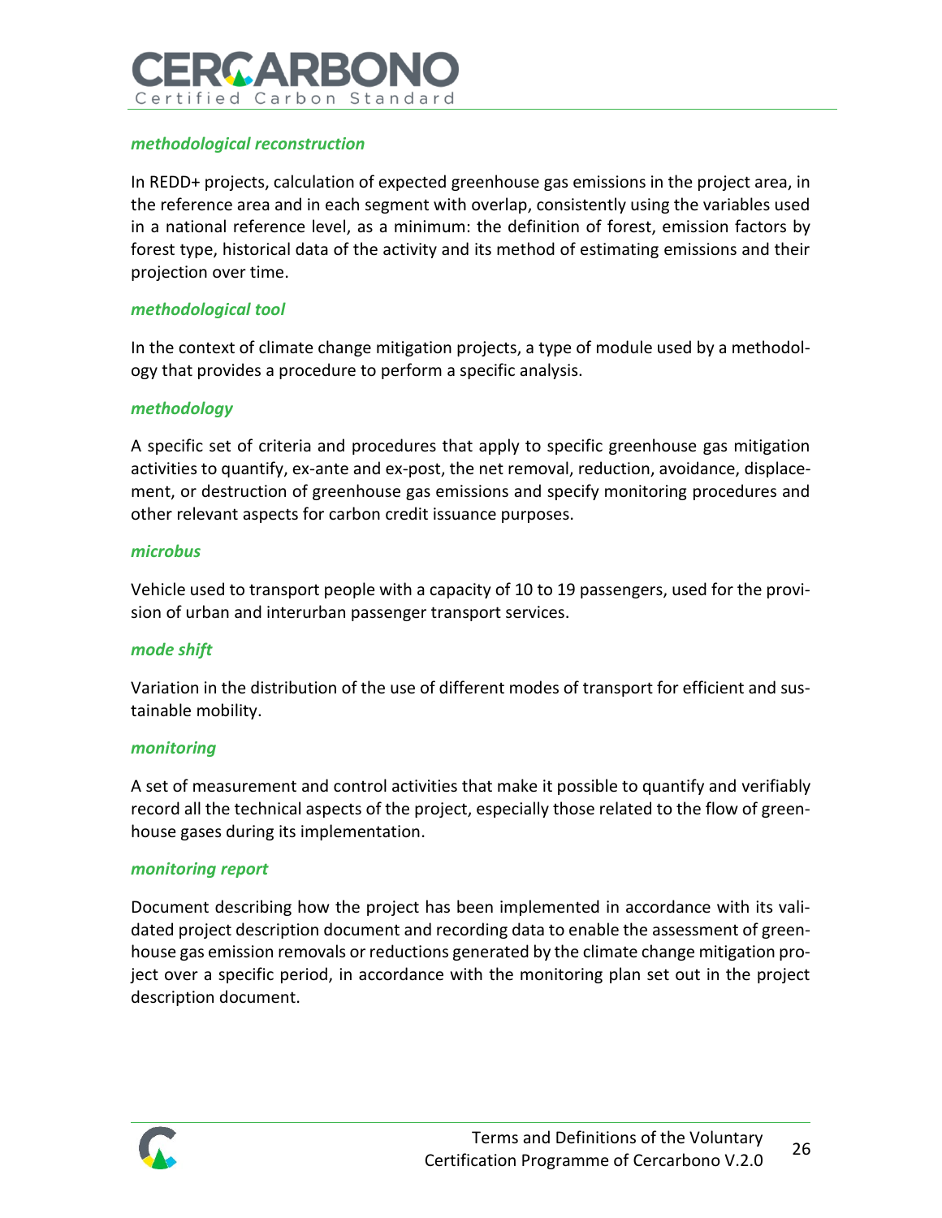***methodological reconstruction***

In REDD+ projects, calculation of expected greenhouse gas emissions in the project area, in the reference area and in each segment with overlap, consistently using the variables used in a national reference level, as a minimum: the definition of forest, emission factors by forest type, historical data of the activity and its method of estimating emissions and their projection over time.

***methodological tool***

In the context of climate change mitigation projects, a type of module used by a methodology that provides a procedure to perform a specific analysis.

***methodology***

A specific set of criteria and procedures that apply to specific greenhouse gas mitigation activities to quantify, ex-ante and ex-post, the net removal, reduction, avoidance, displacement, or destruction of greenhouse gas emissions and specify monitoring procedures and other relevant aspects for carbon credit issuance purposes.

***microbus***

Vehicle used to transport people with a capacity of 10 to 19 passengers, used for the provision of urban and interurban passenger transport services.

***mode shift***

Variation in the distribution of the use of different modes of transport for efficient and sustainable mobility.

***monitoring***

A set of measurement and control activities that make it possible to quantify and verifiably record all the technical aspects of the project, especially those related to the flow of greenhouse gases during its implementation.

***monitoring report***

Document describing how the project has been implemented in accordance with its validated project description document and recording data to enable the assessment of greenhouse gas emission removals or reductions generated by the climate change mitigation project over a specific period, in accordance with the monitoring plan set out in the project description document.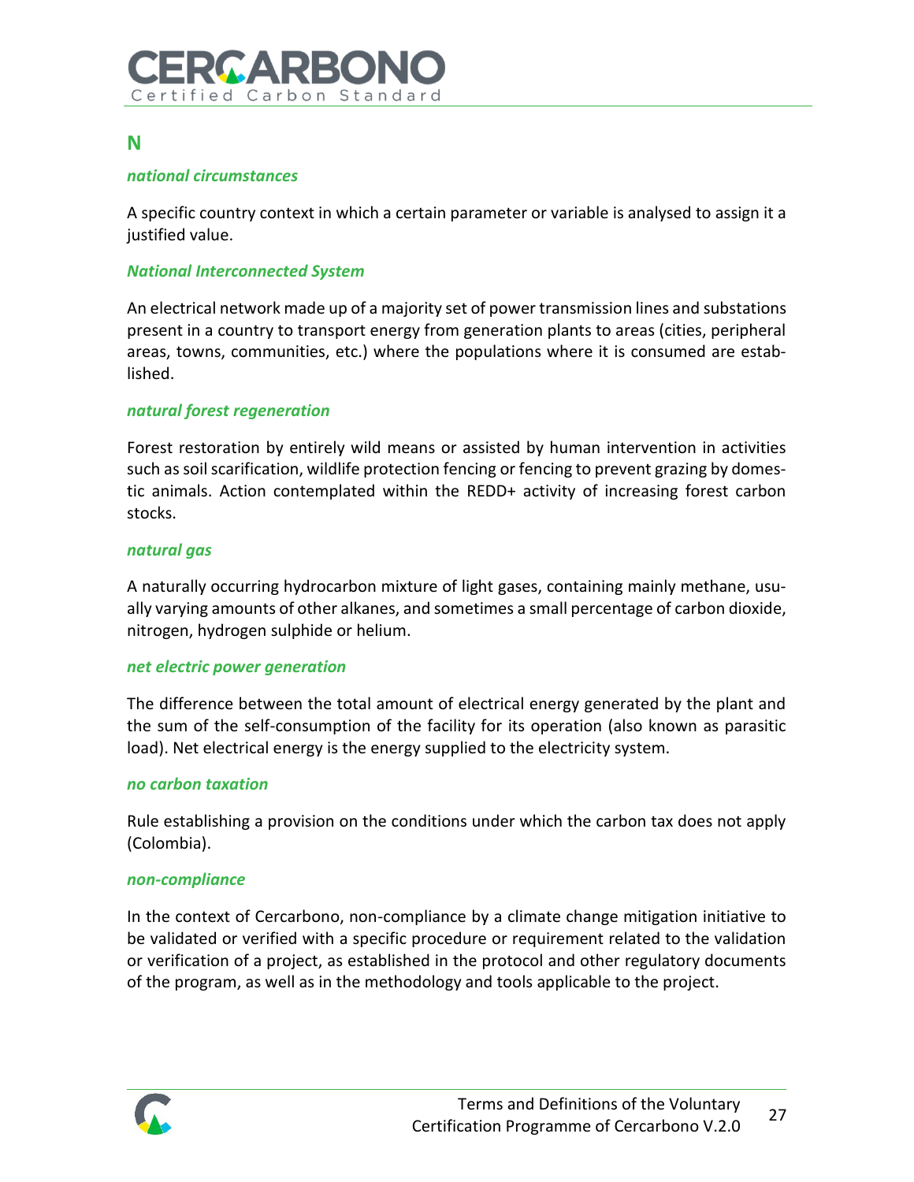## N

***national circumstances***

A specific country context in which a certain parameter or variable is analysed to assign it a justified value.

***National Interconnected System***

An electrical network made up of a majority set of power transmission lines and substations present in a country to transport energy from generation plants to areas (cities, peripheral areas, towns, communities, etc.) where the populations where it is consumed are established.

***natural forest regeneration***

Forest restoration by entirely wild means or assisted by human intervention in activities such as soil scarification, wildlife protection fencing or fencing to prevent grazing by domestic animals. Action contemplated within the REDD+ activity of increasing forest carbon stocks.

***natural gas***

A naturally occurring hydrocarbon mixture of light gases, containing mainly methane, usually varying amounts of other alkanes, and sometimes a small percentage of carbon dioxide, nitrogen, hydrogen sulphide or helium.

***net electric power generation***

The difference between the total amount of electrical energy generated by the plant and the sum of the self-consumption of the facility for its operation (also known as parasitic load). Net electrical energy is the energy supplied to the electricity system.

***no carbon taxation***

Rule establishing a provision on the conditions under which the carbon tax does not apply (Colombia).

***non-compliance***

In the context of Cercarbono, non-compliance by a climate change mitigation initiative to be validated or verified with a specific procedure or requirement related to the validation or verification of a project, as established in the protocol and other regulatory documents of the program, as well as in the methodology and tools applicable to the project.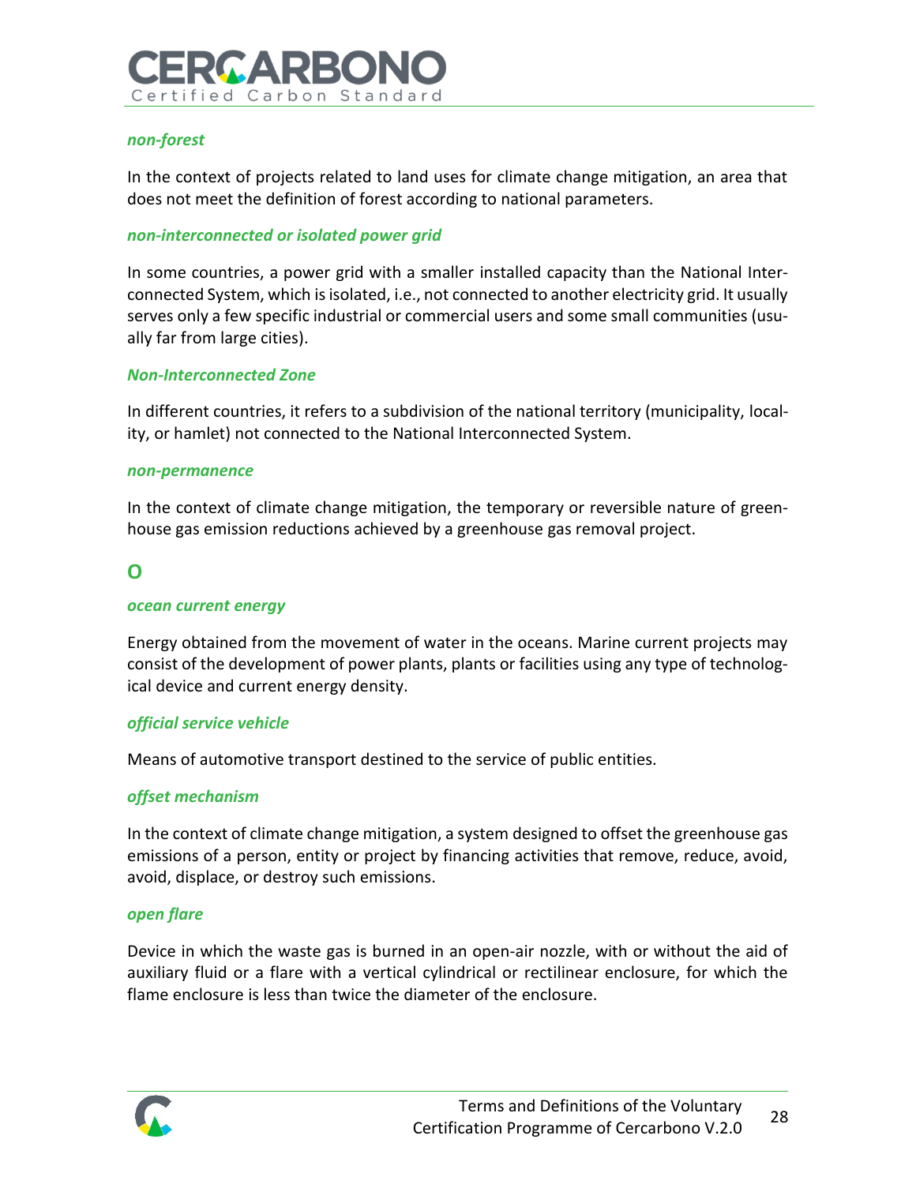### *non-forest*

In the context of projects related to land uses for climate change mitigation, an area that does not meet the definition of forest according to national parameters.

### *non-interconnected or isolated power grid*

In some countries, a power grid with a smaller installed capacity than the National Interconnected System, which is isolated, i.e., not connected to another electricity grid. It usually serves only a few specific industrial or commercial users and some small communities (usually far from large cities).

### *Non-Interconnected Zone*

In different countries, it refers to a subdivision of the national territory (municipality, locality, or hamlet) not connected to the National Interconnected System.

### *non-permanence*

In the context of climate change mitigation, the temporary or reversible nature of greenhouse gas emission reductions achieved by a greenhouse gas removal project.

## O

### *ocean current energy*

Energy obtained from the movement of water in the oceans. Marine current projects may consist of the development of power plants, plants or facilities using any type of technological device and current energy density.

### *official service vehicle*

Means of automotive transport destined to the service of public entities.

### *offset mechanism*

In the context of climate change mitigation, a system designed to offset the greenhouse gas emissions of a person, entity or project by financing activities that remove, reduce, avoid, avoid, displace, or destroy such emissions.

### *open flare*

Device in which the waste gas is burned in an open-air nozzle, with or without the aid of auxiliary fluid or a flare with a vertical cylindrical or rectilinear enclosure, for which the flame enclosure is less than twice the diameter of the enclosure.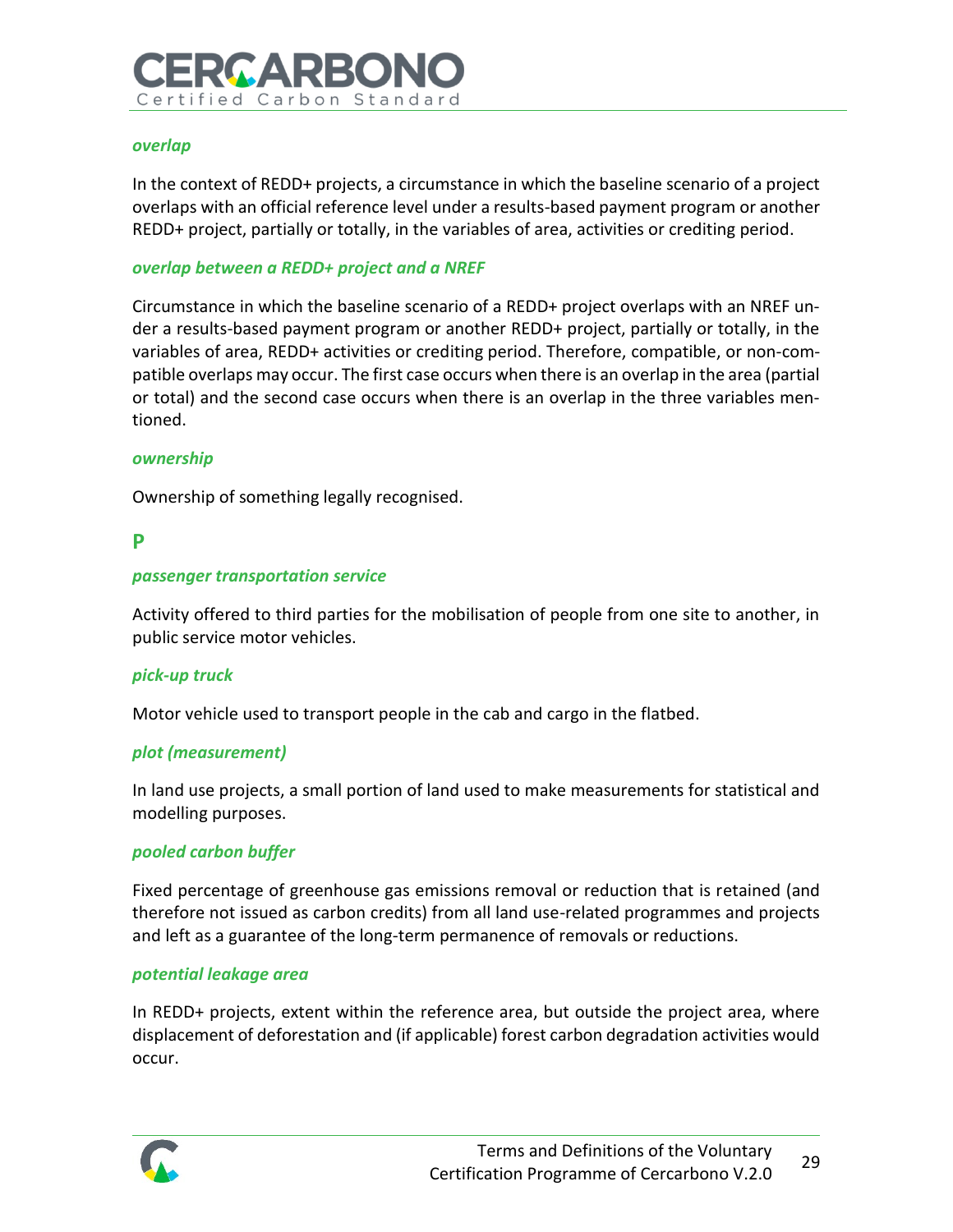***overlap***

In the context of REDD+ projects, a circumstance in which the baseline scenario of a project overlaps with an official reference level under a results-based payment program or another REDD+ project, partially or totally, in the variables of area, activities or crediting period.

***overlap between a REDD+ project and a NREF***

Circumstance in which the baseline scenario of a REDD+ project overlaps with an NREF under a results-based payment program or another REDD+ project, partially or totally, in the variables of area, REDD+ activities or crediting period. Therefore, compatible, or non-compatible overlaps may occur. The first case occurs when there is an overlap in the area (partial or total) and the second case occurs when there is an overlap in the three variables mentioned.

***ownership***

Ownership of something legally recognised.

## P

***passenger transportation service***

Activity offered to third parties for the mobilisation of people from one site to another, in public service motor vehicles.

***pick-up truck***

Motor vehicle used to transport people in the cab and cargo in the flatbed.

***plot (measurement)***

In land use projects, a small portion of land used to make measurements for statistical and modelling purposes.

***pooled carbon buffer***

Fixed percentage of greenhouse gas emissions removal or reduction that is retained (and therefore not issued as carbon credits) from all land use-related programmes and projects and left as a guarantee of the long-term permanence of removals or reductions.

***potential leakage area***

In REDD+ projects, extent within the reference area, but outside the project area, where displacement of deforestation and (if applicable) forest carbon degradation activities would occur.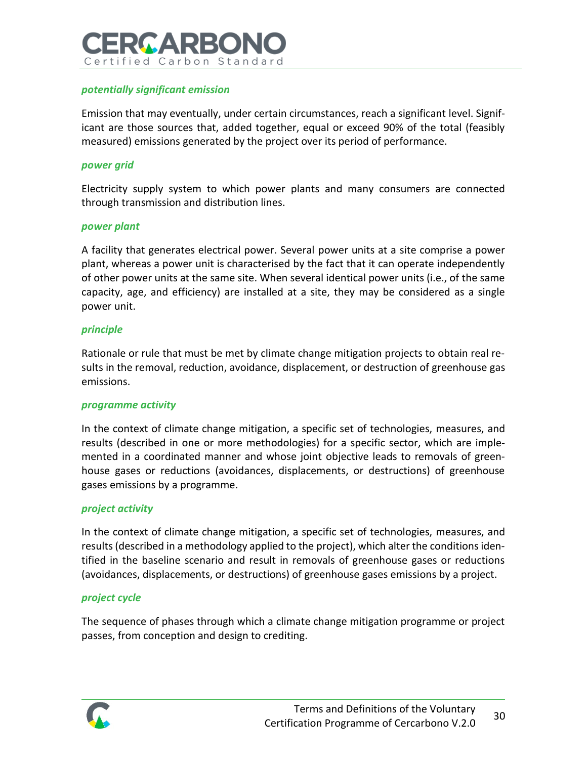### *potentially significant emission*

Emission that may eventually, under certain circumstances, reach a significant level. Significant are those sources that, added together, equal or exceed 90% of the total (feasibly measured) emissions generated by the project over its period of performance.

### *power grid*

Electricity supply system to which power plants and many consumers are connected through transmission and distribution lines.

### *power plant*

A facility that generates electrical power. Several power units at a site comprise a power plant, whereas a power unit is characterised by the fact that it can operate independently of other power units at the same site. When several identical power units (i.e., of the same capacity, age, and efficiency) are installed at a site, they may be considered as a single power unit.

### *principle*

Rationale or rule that must be met by climate change mitigation projects to obtain real results in the removal, reduction, avoidance, displacement, or destruction of greenhouse gas emissions.

### *programme activity*

In the context of climate change mitigation, a specific set of technologies, measures, and results (described in one or more methodologies) for a specific sector, which are implemented in a coordinated manner and whose joint objective leads to removals of greenhouse gases or reductions (avoidances, displacements, or destructions) of greenhouse gases emissions by a programme.

### *project activity*

In the context of climate change mitigation, a specific set of technologies, measures, and results (described in a methodology applied to the project), which alter the conditions identified in the baseline scenario and result in removals of greenhouse gases or reductions (avoidances, displacements, or destructions) of greenhouse gases emissions by a project.

### *project cycle*

The sequence of phases through which a climate change mitigation programme or project passes, from conception and design to crediting.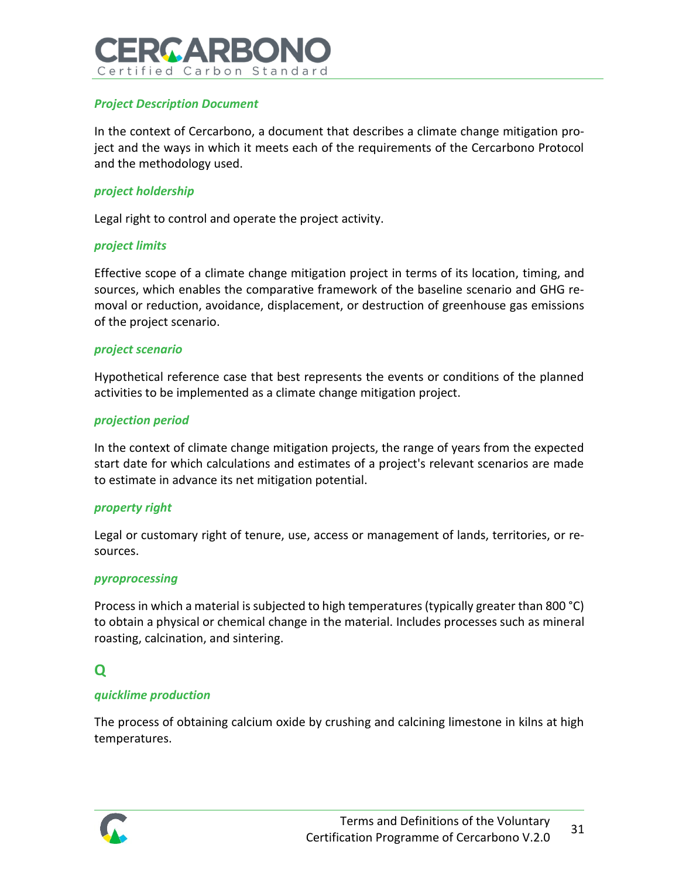### *Project Description Document*

In the context of Cercarbono, a document that describes a climate change mitigation project and the ways in which it meets each of the requirements of the Cercarbono Protocol and the methodology used.

### *project holdership*

Legal right to control and operate the project activity.

### *project limits*

Effective scope of a climate change mitigation project in terms of its location, timing, and sources, which enables the comparative framework of the baseline scenario and GHG removal or reduction, avoidance, displacement, or destruction of greenhouse gas emissions of the project scenario.

### *project scenario*

Hypothetical reference case that best represents the events or conditions of the planned activities to be implemented as a climate change mitigation project.

### *projection period*

In the context of climate change mitigation projects, the range of years from the expected start date for which calculations and estimates of a project's relevant scenarios are made to estimate in advance its net mitigation potential.

### *property right*

Legal or customary right of tenure, use, access or management of lands, territories, or resources.

### *pyroprocessing*

Process in which a material is subjected to high temperatures (typically greater than 800 °C) to obtain a physical or chemical change in the material. Includes processes such as mineral roasting, calcination, and sintering.

## Q

### *quicklime production*

The process of obtaining calcium oxide by crushing and calcining limestone in kilns at high temperatures.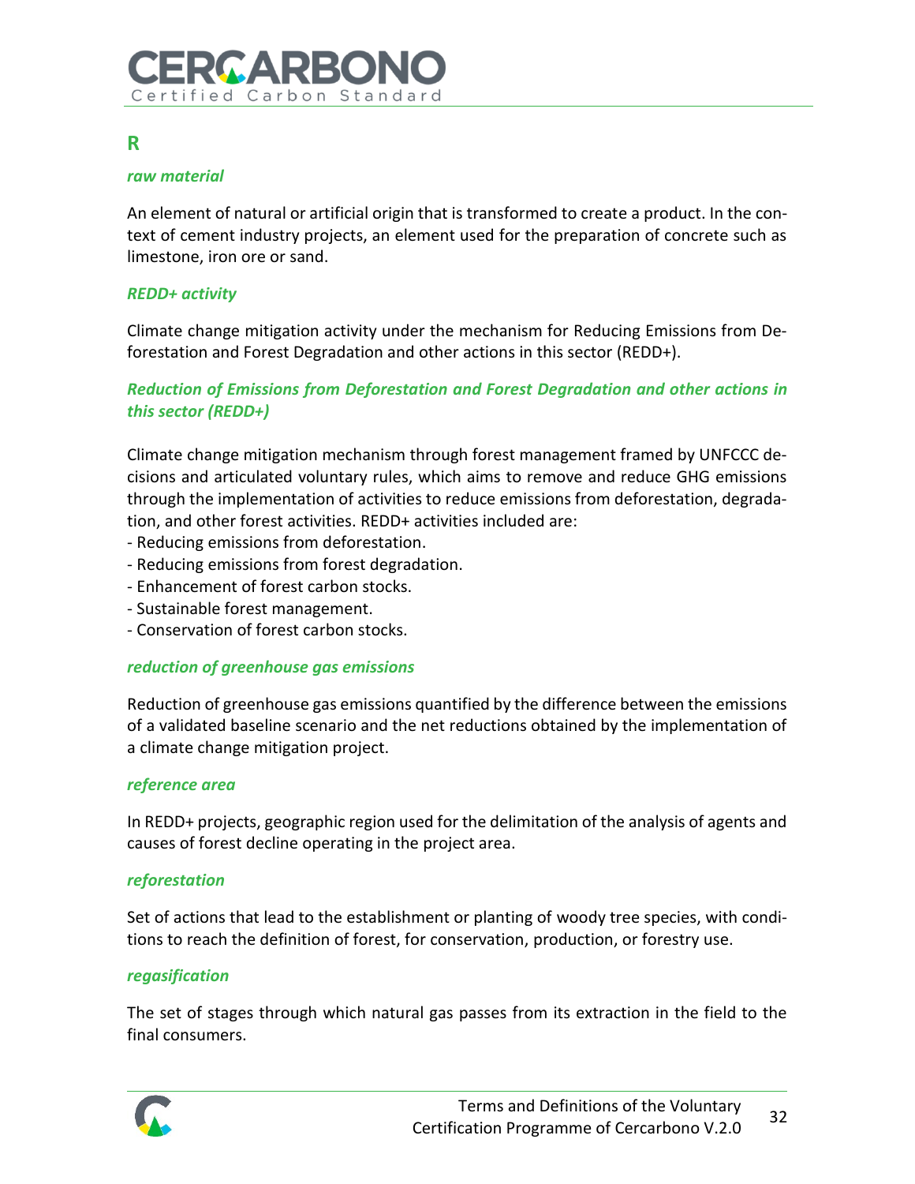## R

***raw material***

An element of natural or artificial origin that is transformed to create a product. In the context of cement industry projects, an element used for the preparation of concrete such as limestone, iron ore or sand.

***REDD+ activity***

Climate change mitigation activity under the mechanism for Reducing Emissions from Deforestation and Forest Degradation and other actions in this sector (REDD+).

***Reduction of Emissions from Deforestation and Forest Degradation and other actions in this sector (REDD+)***

Climate change mitigation mechanism through forest management framed by UNFCCC decisions and articulated voluntary rules, which aims to remove and reduce GHG emissions through the implementation of activities to reduce emissions from deforestation, degradation, and other forest activities. REDD+ activities included are:

- Reducing emissions from deforestation.
- Reducing emissions from forest degradation.
- Enhancement of forest carbon stocks.
- Sustainable forest management.
- Conservation of forest carbon stocks.

***reduction of greenhouse gas emissions***

Reduction of greenhouse gas emissions quantified by the difference between the emissions of a validated baseline scenario and the net reductions obtained by the implementation of a climate change mitigation project.

***reference area***

In REDD+ projects, geographic region used for the delimitation of the analysis of agents and causes of forest decline operating in the project area.

***reforestation***

Set of actions that lead to the establishment or planting of woody tree species, with conditions to reach the definition of forest, for conservation, production, or forestry use.

***regasification***

The set of stages through which natural gas passes from its extraction in the field to the final consumers.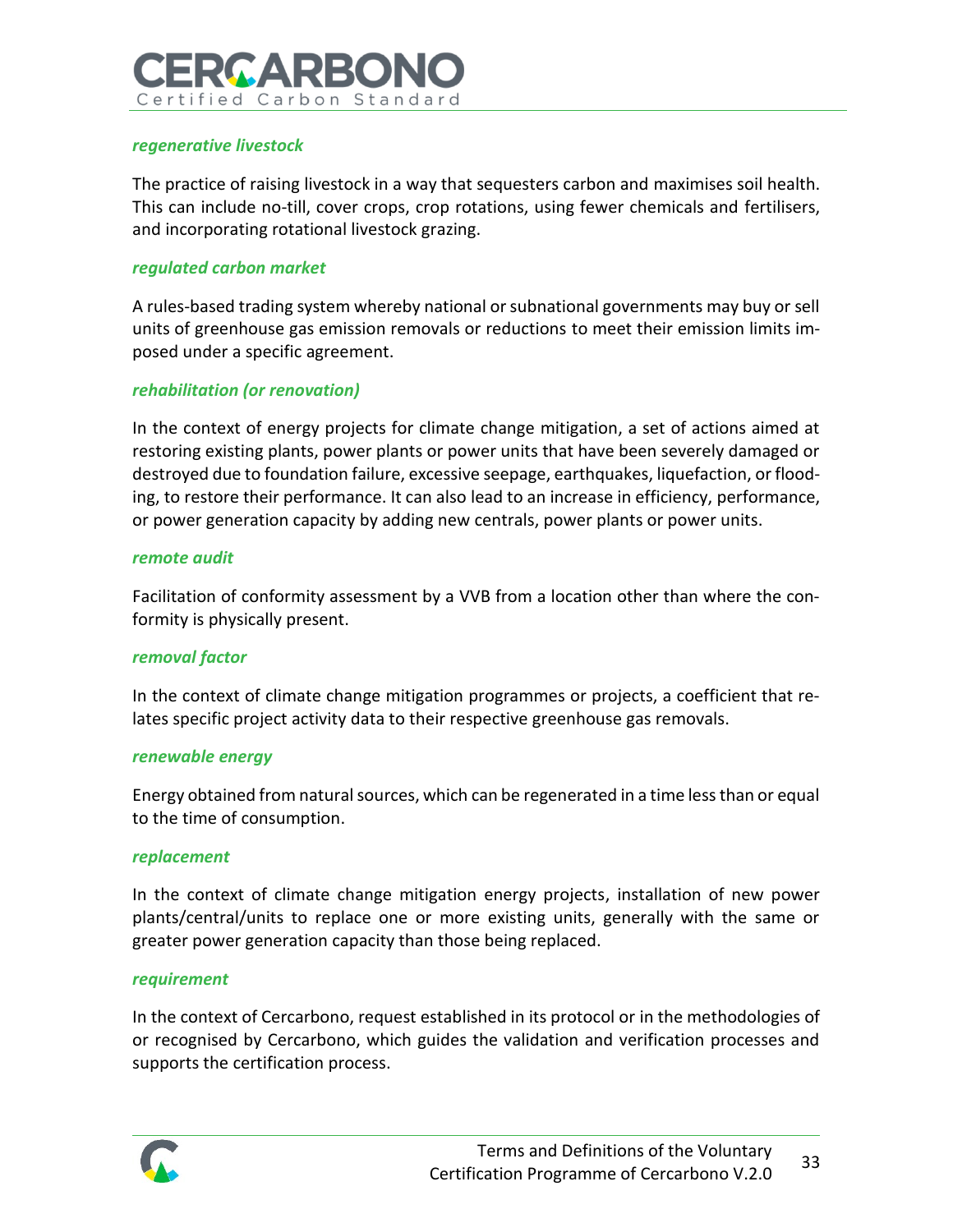***regenerative livestock***

The practice of raising livestock in a way that sequesters carbon and maximises soil health. This can include no-till, cover crops, crop rotations, using fewer chemicals and fertilisers, and incorporating rotational livestock grazing.

***regulated carbon market***

A rules-based trading system whereby national or subnational governments may buy or sell units of greenhouse gas emission removals or reductions to meet their emission limits imposed under a specific agreement.

***rehabilitation (or renovation)***

In the context of energy projects for climate change mitigation, a set of actions aimed at restoring existing plants, power plants or power units that have been severely damaged or destroyed due to foundation failure, excessive seepage, earthquakes, liquefaction, or flooding, to restore their performance. It can also lead to an increase in efficiency, performance, or power generation capacity by adding new centrals, power plants or power units.

***remote audit***

Facilitation of conformity assessment by a VVB from a location other than where the conformity is physically present.

***removal factor***

In the context of climate change mitigation programmes or projects, a coefficient that relates specific project activity data to their respective greenhouse gas removals.

***renewable energy***

Energy obtained from natural sources, which can be regenerated in a time less than or equal to the time of consumption.

***replacement***

In the context of climate change mitigation energy projects, installation of new power plants/central/units to replace one or more existing units, generally with the same or greater power generation capacity than those being replaced.

***requirement***

In the context of Cercarbono, request established in its protocol or in the methodologies of or recognised by Cercarbono, which guides the validation and verification processes and supports the certification process.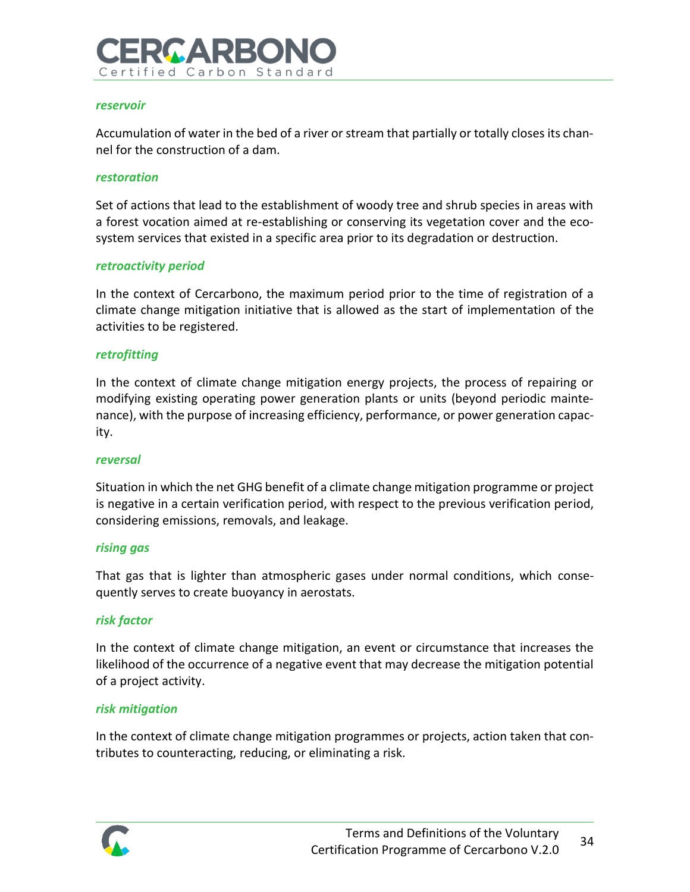***reservoir***

Accumulation of water in the bed of a river or stream that partially or totally closes its channel for the construction of a dam.

***restoration***

Set of actions that lead to the establishment of woody tree and shrub species in areas with a forest vocation aimed at re-establishing or conserving its vegetation cover and the ecosystem services that existed in a specific area prior to its degradation or destruction.

***retroactivity period***

In the context of Cercarbono, the maximum period prior to the time of registration of a climate change mitigation initiative that is allowed as the start of implementation of the activities to be registered.

***retrofitting***

In the context of climate change mitigation energy projects, the process of repairing or modifying existing operating power generation plants or units (beyond periodic maintenance), with the purpose of increasing efficiency, performance, or power generation capacity.

***reversal***

Situation in which the net GHG benefit of a climate change mitigation programme or project is negative in a certain verification period, with respect to the previous verification period, considering emissions, removals, and leakage.

***rising gas***

That gas that is lighter than atmospheric gases under normal conditions, which consequently serves to create buoyancy in aerostats.

***risk factor***

In the context of climate change mitigation, an event or circumstance that increases the likelihood of the occurrence of a negative event that may decrease the mitigation potential of a project activity.

***risk mitigation***

In the context of climate change mitigation programmes or projects, action taken that contributes to counteracting, reducing, or eliminating a risk.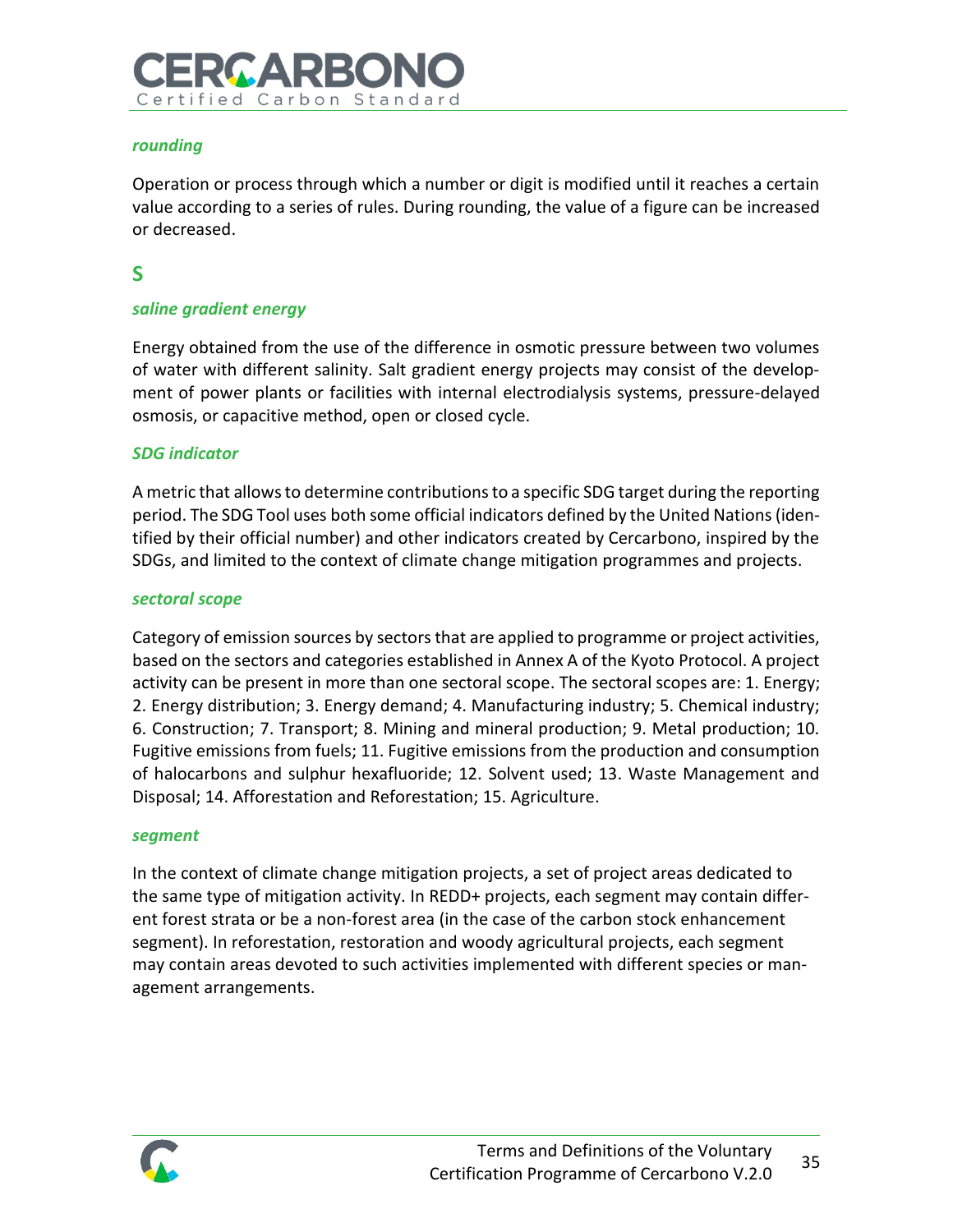*rounding*

Operation or process through which a number or digit is modified until it reaches a certain value according to a series of rules. During rounding, the value of a figure can be increased or decreased.

## S

*saline gradient energy*

Energy obtained from the use of the difference in osmotic pressure between two volumes of water with different salinity. Salt gradient energy projects may consist of the development of power plants or facilities with internal electrodialysis systems, pressure-delayed osmosis, or capacitive method, open or closed cycle.

*SDG indicator*

A metric that allows to determine contributions to a specific SDG target during the reporting period. The SDG Tool uses both some official indicators defined by the United Nations (identified by their official number) and other indicators created by Cercarbono, inspired by the SDGs, and limited to the context of climate change mitigation programmes and projects.

*sectoral scope*

Category of emission sources by sectors that are applied to programme or project activities, based on the sectors and categories established in Annex A of the Kyoto Protocol. A project activity can be present in more than one sectoral scope. The sectoral scopes are: 1. Energy; 2. Energy distribution; 3. Energy demand; 4. Manufacturing industry; 5. Chemical industry; 6. Construction; 7. Transport; 8. Mining and mineral production; 9. Metal production; 10. Fugitive emissions from fuels; 11. Fugitive emissions from the production and consumption of halocarbons and sulphur hexafluoride; 12. Solvent used; 13. Waste Management and Disposal; 14. Afforestation and Reforestation; 15. Agriculture.

*segment*

In the context of climate change mitigation projects, a set of project areas dedicated to the same type of mitigation activity. In REDD+ projects, each segment may contain different forest strata or be a non-forest area (in the case of the carbon stock enhancement segment). In reforestation, restoration and woody agricultural projects, each segment may contain areas devoted to such activities implemented with different species or management arrangements.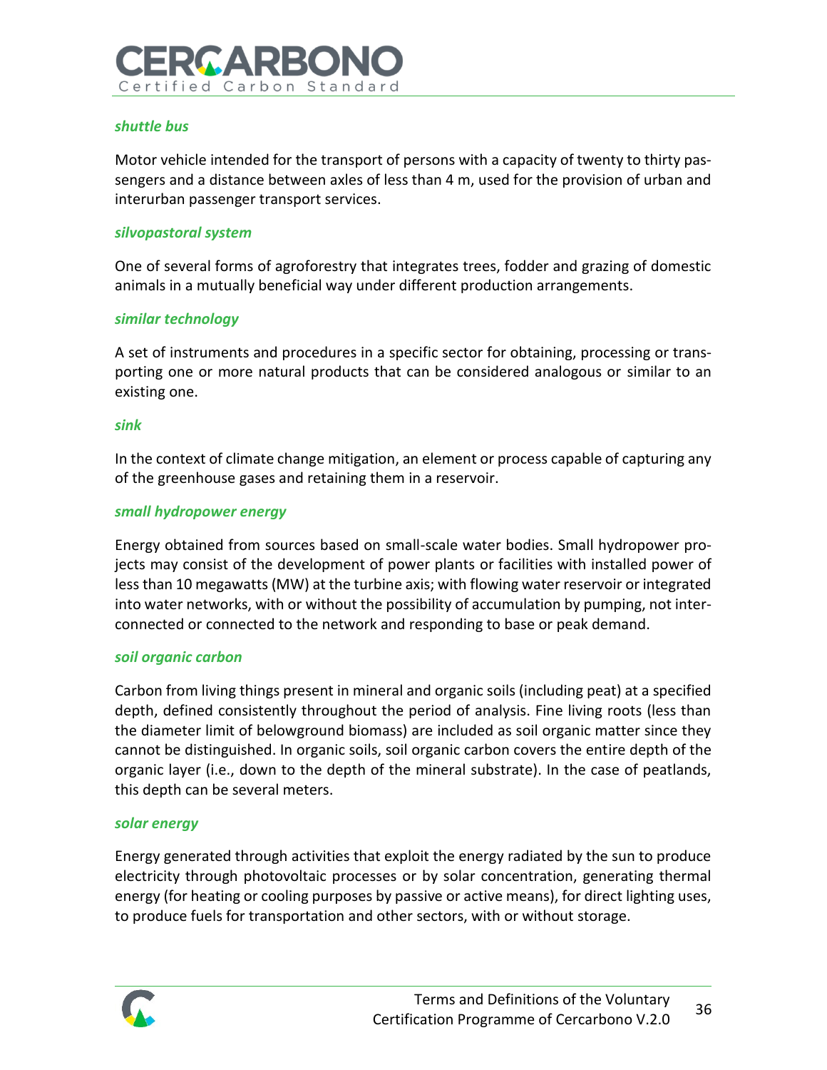***shuttle bus***

Motor vehicle intended for the transport of persons with a capacity of twenty to thirty passengers and a distance between axles of less than 4 m, used for the provision of urban and interurban passenger transport services.

***silvopastoral system***

One of several forms of agroforestry that integrates trees, fodder and grazing of domestic animals in a mutually beneficial way under different production arrangements.

***similar technology***

A set of instruments and procedures in a specific sector for obtaining, processing or transporting one or more natural products that can be considered analogous or similar to an existing one.

***sink***

In the context of climate change mitigation, an element or process capable of capturing any of the greenhouse gases and retaining them in a reservoir.

***small hydropower energy***

Energy obtained from sources based on small-scale water bodies. Small hydropower projects may consist of the development of power plants or facilities with installed power of less than 10 megawatts (MW) at the turbine axis; with flowing water reservoir or integrated into water networks, with or without the possibility of accumulation by pumping, not interconnected or connected to the network and responding to base or peak demand.

***soil organic carbon***

Carbon from living things present in mineral and organic soils (including peat) at a specified depth, defined consistently throughout the period of analysis. Fine living roots (less than the diameter limit of belowground biomass) are included as soil organic matter since they cannot be distinguished. In organic soils, soil organic carbon covers the entire depth of the organic layer (i.e., down to the depth of the mineral substrate). In the case of peatlands, this depth can be several meters.

***solar energy***

Energy generated through activities that exploit the energy radiated by the sun to produce electricity through photovoltaic processes or by solar concentration, generating thermal energy (for heating or cooling purposes by passive or active means), for direct lighting uses, to produce fuels for transportation and other sectors, with or without storage.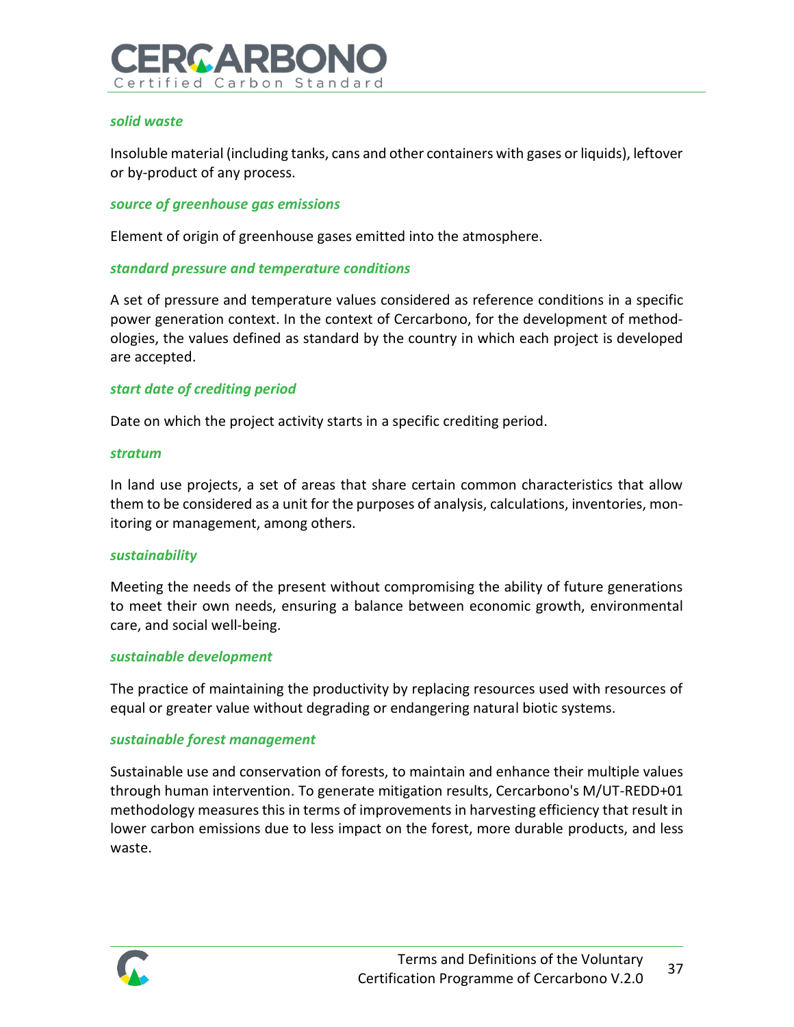***solid waste***

Insoluble material (including tanks, cans and other containers with gases or liquids), leftover or by-product of any process.

***source of greenhouse gas emissions***

Element of origin of greenhouse gases emitted into the atmosphere.

***standard pressure and temperature conditions***

A set of pressure and temperature values considered as reference conditions in a specific power generation context. In the context of Cercarbono, for the development of methodologies, the values defined as standard by the country in which each project is developed are accepted.

***start date of crediting period***

Date on which the project activity starts in a specific crediting period.

***stratum***

In land use projects, a set of areas that share certain common characteristics that allow them to be considered as a unit for the purposes of analysis, calculations, inventories, monitoring or management, among others.

***sustainability***

Meeting the needs of the present without compromising the ability of future generations to meet their own needs, ensuring a balance between economic growth, environmental care, and social well-being.

***sustainable development***

The practice of maintaining the productivity by replacing resources used with resources of equal or greater value without degrading or endangering natural biotic systems.

***sustainable forest management***

Sustainable use and conservation of forests, to maintain and enhance their multiple values through human intervention. To generate mitigation results, Cercarbono's M/UT-REDD+01 methodology measures this in terms of improvements in harvesting efficiency that result in lower carbon emissions due to less impact on the forest, more durable products, and less waste.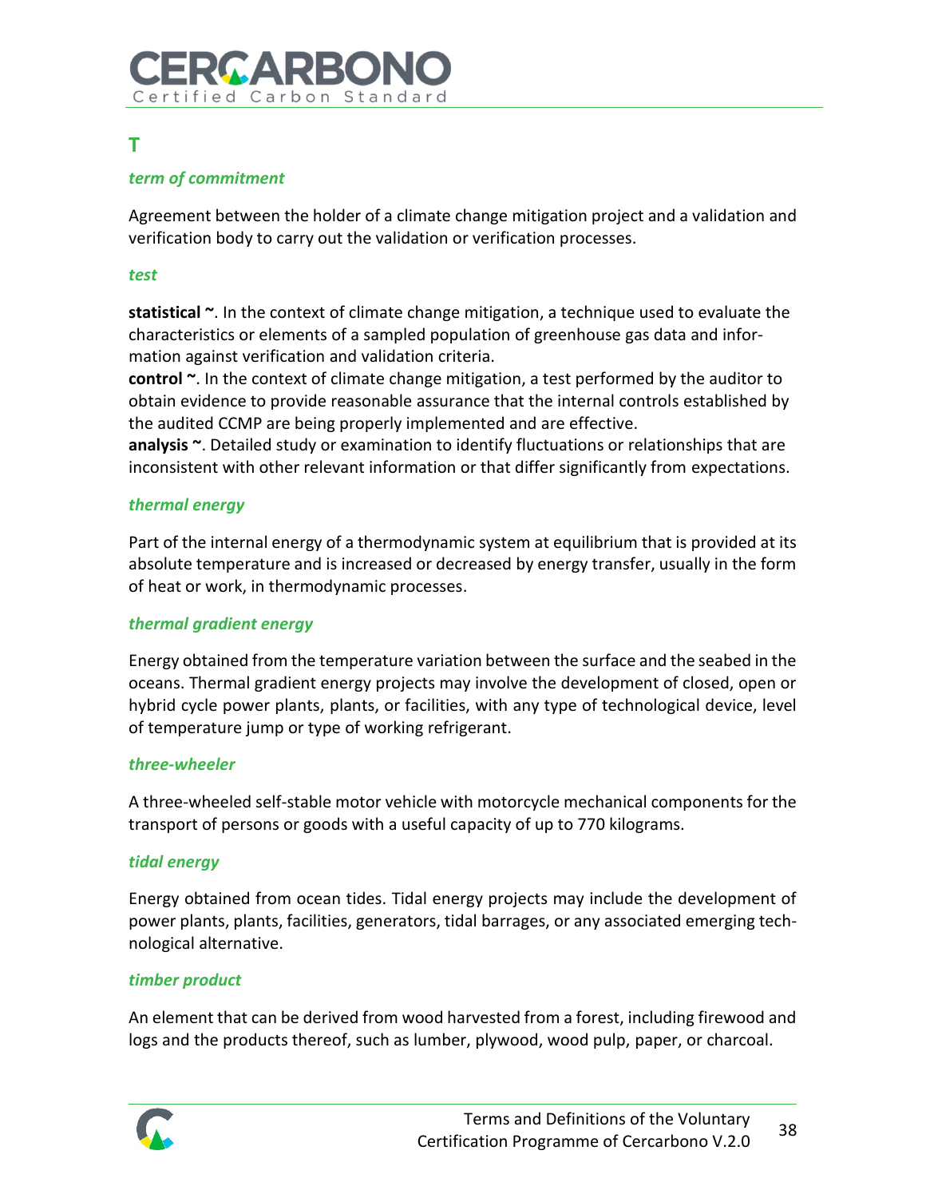## T

***term of commitment***

Agreement between the holder of a climate change mitigation project and a validation and verification body to carry out the validation or verification processes.

***test***

**statistical ~**. In the context of climate change mitigation, a technique used to evaluate the characteristics or elements of a sampled population of greenhouse gas data and information against verification and validation criteria.
**control ~**. In the context of climate change mitigation, a test performed by the auditor to obtain evidence to provide reasonable assurance that the internal controls established by the audited CCMP are being properly implemented and are effective.
**analysis ~**. Detailed study or examination to identify fluctuations or relationships that are inconsistent with other relevant information or that differ significantly from expectations.

***thermal energy***

Part of the internal energy of a thermodynamic system at equilibrium that is provided at its absolute temperature and is increased or decreased by energy transfer, usually in the form of heat or work, in thermodynamic processes.

***thermal gradient energy***

Energy obtained from the temperature variation between the surface and the seabed in the oceans. Thermal gradient energy projects may involve the development of closed, open or hybrid cycle power plants, plants, or facilities, with any type of technological device, level of temperature jump or type of working refrigerant.

***three-wheeler***

A three-wheeled self-stable motor vehicle with motorcycle mechanical components for the transport of persons or goods with a useful capacity of up to 770 kilograms.

***tidal energy***

Energy obtained from ocean tides. Tidal energy projects may include the development of power plants, plants, facilities, generators, tidal barrages, or any associated emerging technological alternative.

***timber product***

An element that can be derived from wood harvested from a forest, including firewood and logs and the products thereof, such as lumber, plywood, wood pulp, paper, or charcoal.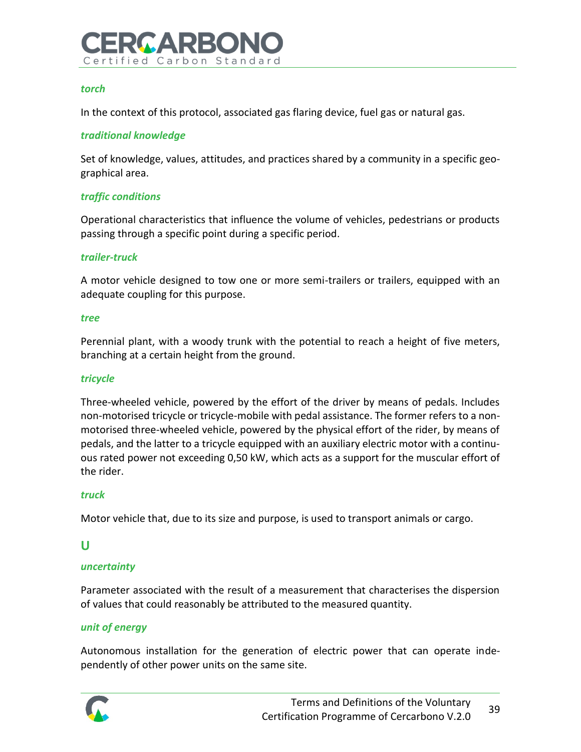***torch***

In the context of this protocol, associated gas flaring device, fuel gas or natural gas.

***traditional knowledge***

Set of knowledge, values, attitudes, and practices shared by a community in a specific geographical area.

***traffic conditions***

Operational characteristics that influence the volume of vehicles, pedestrians or products passing through a specific point during a specific period.

***trailer-truck***

A motor vehicle designed to tow one or more semi-trailers or trailers, equipped with an adequate coupling for this purpose.

***tree***

Perennial plant, with a woody trunk with the potential to reach a height of five meters, branching at a certain height from the ground.

***tricycle***

Three-wheeled vehicle, powered by the effort of the driver by means of pedals. Includes non-motorised tricycle or tricycle-mobile with pedal assistance. The former refers to a non-motorised three-wheeled vehicle, powered by the physical effort of the rider, by means of pedals, and the latter to a tricycle equipped with an auxiliary electric motor with a continuous rated power not exceeding 0,50 kW, which acts as a support for the muscular effort of the rider.

***truck***

Motor vehicle that, due to its size and purpose, is used to transport animals or cargo.

## U

***uncertainty***

Parameter associated with the result of a measurement that characterises the dispersion of values that could reasonably be attributed to the measured quantity.

***unit of energy***

Autonomous installation for the generation of electric power that can operate independently of other power units on the same site.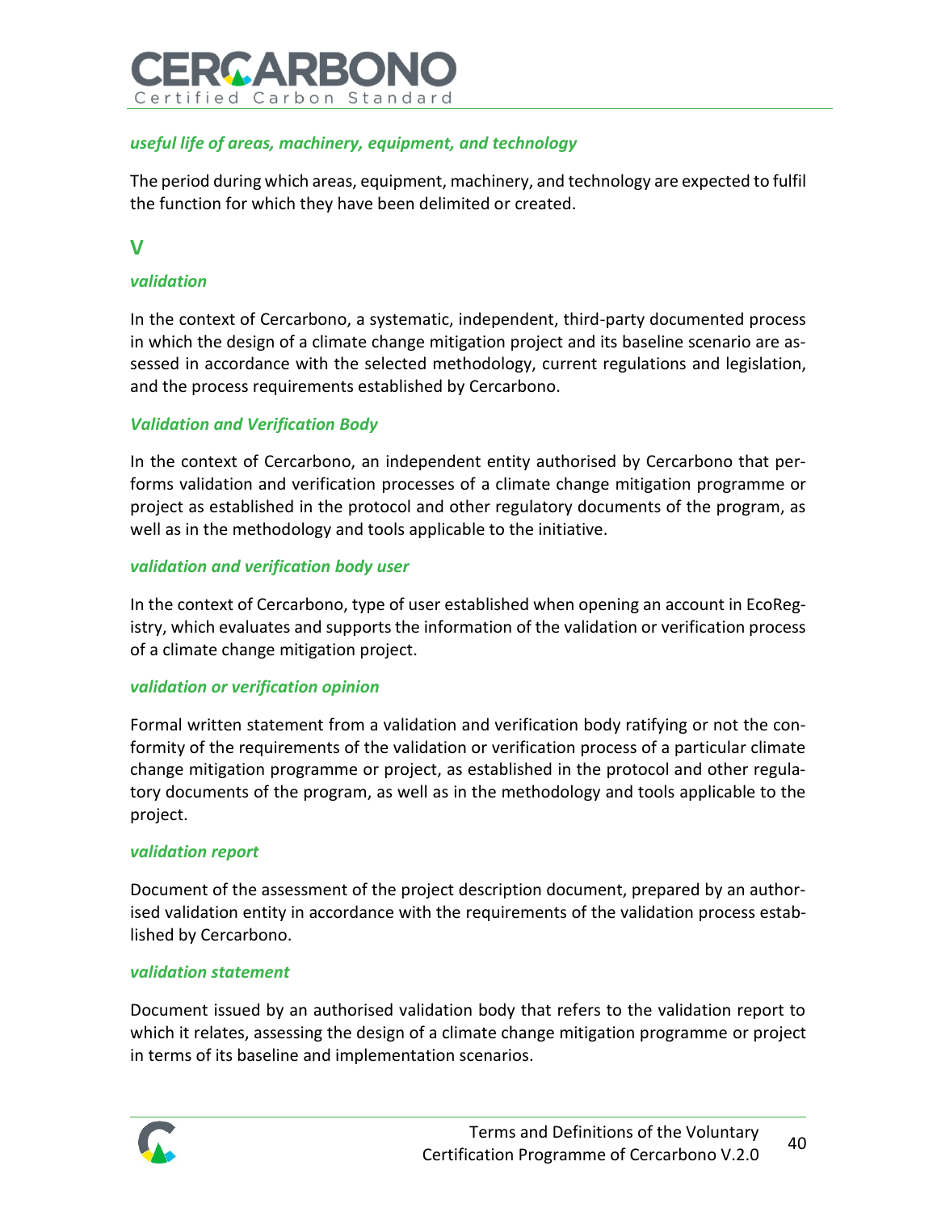***useful life of areas, machinery, equipment, and technology***

The period during which areas, equipment, machinery, and technology are expected to fulfil the function for which they have been delimited or created.

## V

***validation***

In the context of Cercarbono, a systematic, independent, third-party documented process in which the design of a climate change mitigation project and its baseline scenario are assessed in accordance with the selected methodology, current regulations and legislation, and the process requirements established by Cercarbono.

***Validation and Verification Body***

In the context of Cercarbono, an independent entity authorised by Cercarbono that performs validation and verification processes of a climate change mitigation programme or project as established in the protocol and other regulatory documents of the program, as well as in the methodology and tools applicable to the initiative.

***validation and verification body user***

In the context of Cercarbono, type of user established when opening an account in EcoRegistry, which evaluates and supports the information of the validation or verification process of a climate change mitigation project.

***validation or verification opinion***

Formal written statement from a validation and verification body ratifying or not the conformity of the requirements of the validation or verification process of a particular climate change mitigation programme or project, as established in the protocol and other regulatory documents of the program, as well as in the methodology and tools applicable to the project.

***validation report***

Document of the assessment of the project description document, prepared by an authorised validation entity in accordance with the requirements of the validation process established by Cercarbono.

***validation statement***

Document issued by an authorised validation body that refers to the validation report to which it relates, assessing the design of a climate change mitigation programme or project in terms of its baseline and implementation scenarios.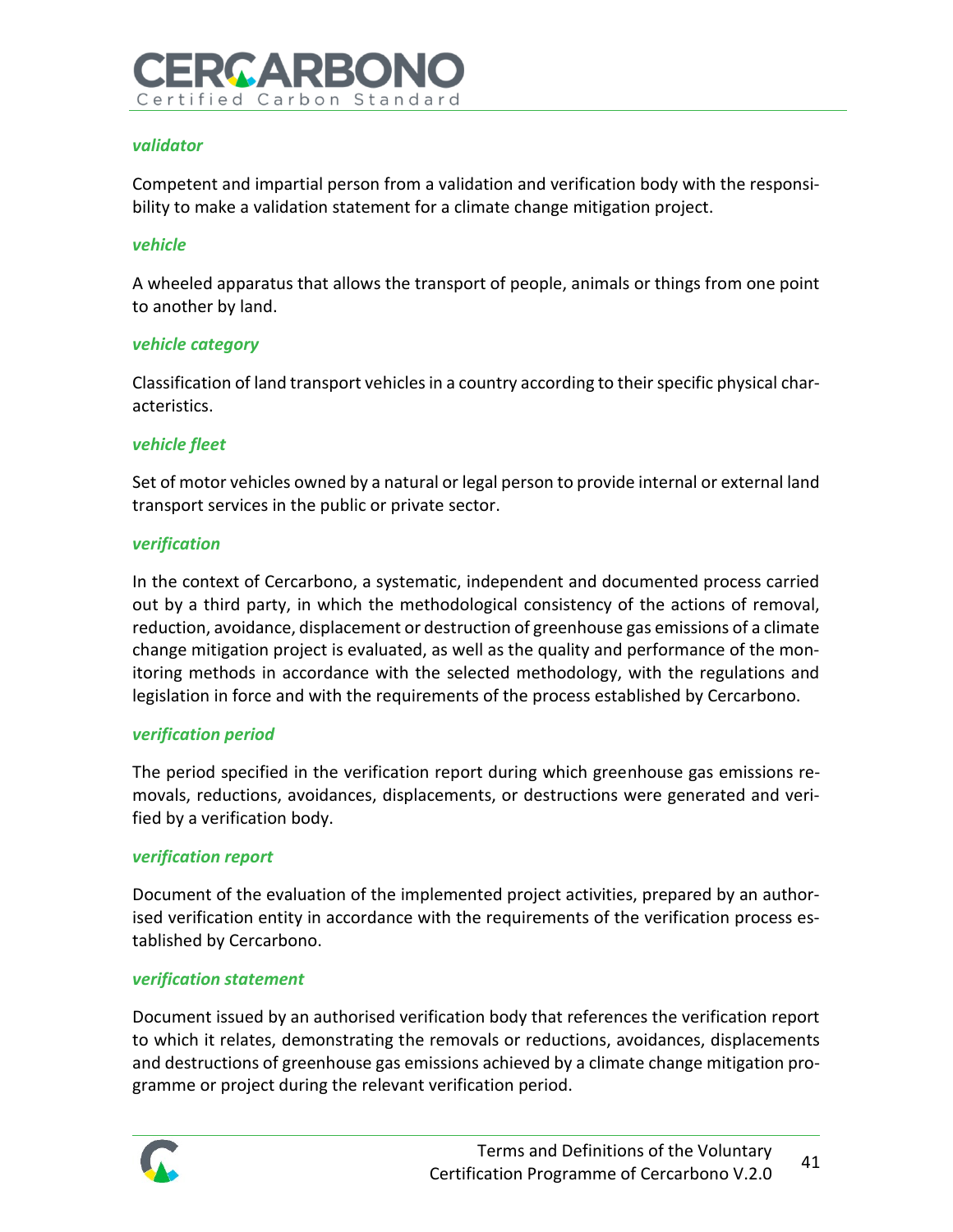***validator***

Competent and impartial person from a validation and verification body with the responsibility to make a validation statement for a climate change mitigation project.

***vehicle***

A wheeled apparatus that allows the transport of people, animals or things from one point to another by land.

***vehicle category***

Classification of land transport vehicles in a country according to their specific physical characteristics.

***vehicle fleet***

Set of motor vehicles owned by a natural or legal person to provide internal or external land transport services in the public or private sector.

***verification***

In the context of Cercarbono, a systematic, independent and documented process carried out by a third party, in which the methodological consistency of the actions of removal, reduction, avoidance, displacement or destruction of greenhouse gas emissions of a climate change mitigation project is evaluated, as well as the quality and performance of the monitoring methods in accordance with the selected methodology, with the regulations and legislation in force and with the requirements of the process established by Cercarbono.

***verification period***

The period specified in the verification report during which greenhouse gas emissions removals, reductions, avoidances, displacements, or destructions were generated and verified by a verification body.

***verification report***

Document of the evaluation of the implemented project activities, prepared by an authorised verification entity in accordance with the requirements of the verification process established by Cercarbono.

***verification statement***

Document issued by an authorised verification body that references the verification report to which it relates, demonstrating the removals or reductions, avoidances, displacements and destructions of greenhouse gas emissions achieved by a climate change mitigation programme or project during the relevant verification period.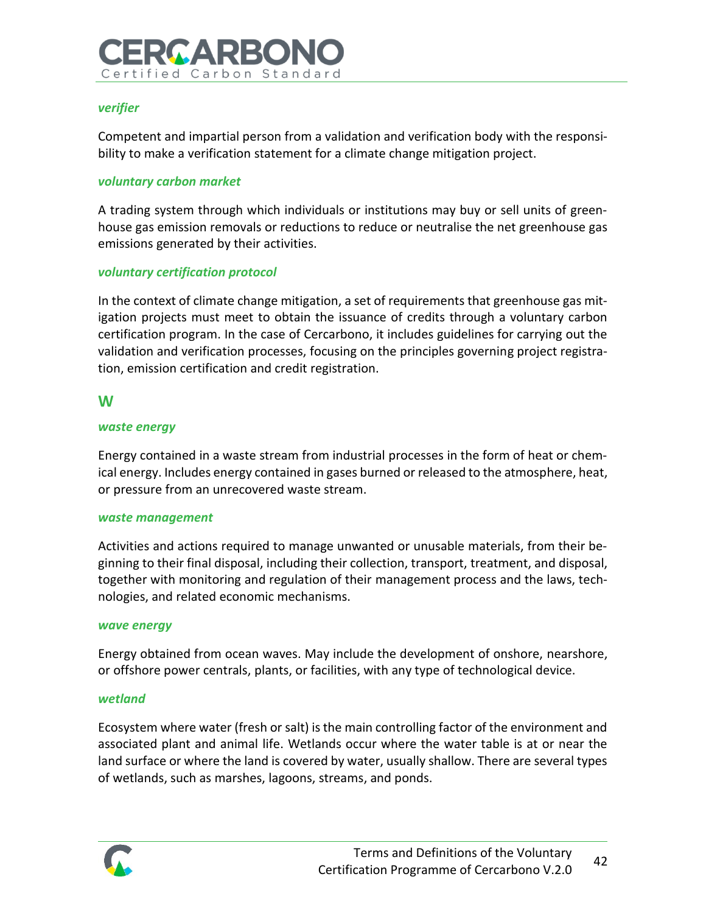***verifier***

Competent and impartial person from a validation and verification body with the responsibility to make a verification statement for a climate change mitigation project.

***voluntary carbon market***

A trading system through which individuals or institutions may buy or sell units of greenhouse gas emission removals or reductions to reduce or neutralise the net greenhouse gas emissions generated by their activities.

***voluntary certification protocol***

In the context of climate change mitigation, a set of requirements that greenhouse gas mitigation projects must meet to obtain the issuance of credits through a voluntary carbon certification program. In the case of Cercarbono, it includes guidelines for carrying out the validation and verification processes, focusing on the principles governing project registration, emission certification and credit registration.

## W

***waste energy***

Energy contained in a waste stream from industrial processes in the form of heat or chemical energy. Includes energy contained in gases burned or released to the atmosphere, heat, or pressure from an unrecovered waste stream.

***waste management***

Activities and actions required to manage unwanted or unusable materials, from their beginning to their final disposal, including their collection, transport, treatment, and disposal, together with monitoring and regulation of their management process and the laws, technologies, and related economic mechanisms.

***wave energy***

Energy obtained from ocean waves. May include the development of onshore, nearshore, or offshore power centrals, plants, or facilities, with any type of technological device.

***wetland***

Ecosystem where water (fresh or salt) is the main controlling factor of the environment and associated plant and animal life. Wetlands occur where the water table is at or near the land surface or where the land is covered by water, usually shallow. There are several types of wetlands, such as marshes, lagoons, streams, and ponds.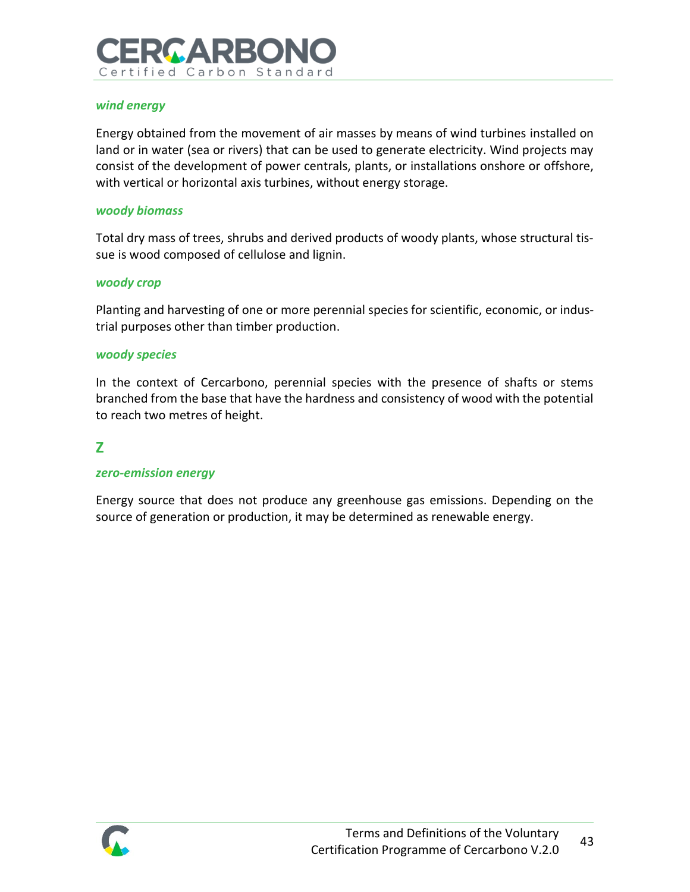*wind energy*

Energy obtained from the movement of air masses by means of wind turbines installed on land or in water (sea or rivers) that can be used to generate electricity. Wind projects may consist of the development of power centrals, plants, or installations onshore or offshore, with vertical or horizontal axis turbines, without energy storage.

*woody biomass*

Total dry mass of trees, shrubs and derived products of woody plants, whose structural tissue is wood composed of cellulose and lignin.

*woody crop*

Planting and harvesting of one or more perennial species for scientific, economic, or industrial purposes other than timber production.

*woody species*

In the context of Cercarbono, perennial species with the presence of shafts or stems branched from the base that have the hardness and consistency of wood with the potential to reach two metres of height.

## Z

*zero-emission energy*

Energy source that does not produce any greenhouse gas emissions. Depending on the source of generation or production, it may be determined as renewable energy.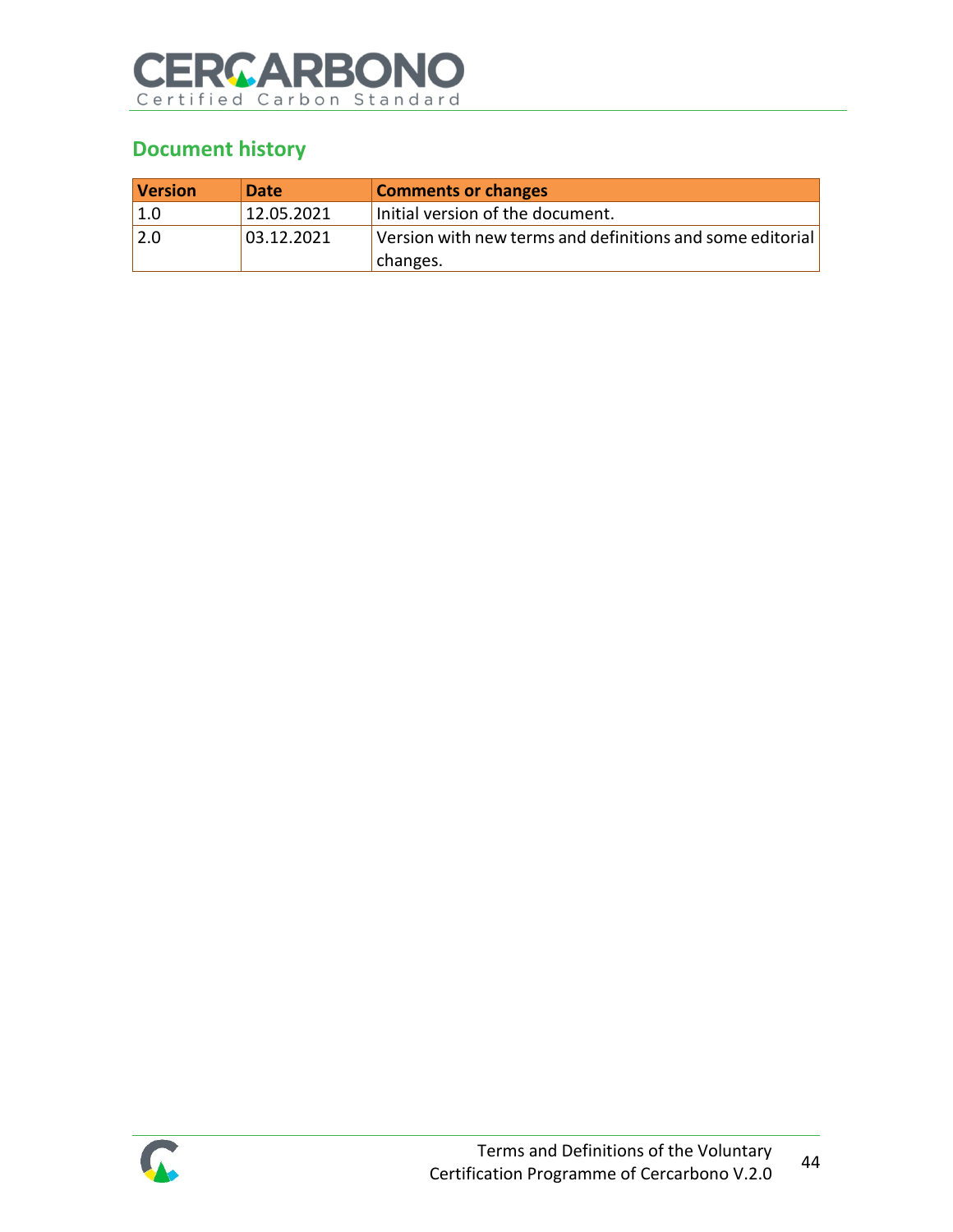## Document history

| Version | Date | Comments or changes |
|---|---|---|
| 1.0 | 12.05.2021 | Initial version of the document. |
| 2.0 | 03.12.2021 | Version with new terms and definitions and some editorial changes. |